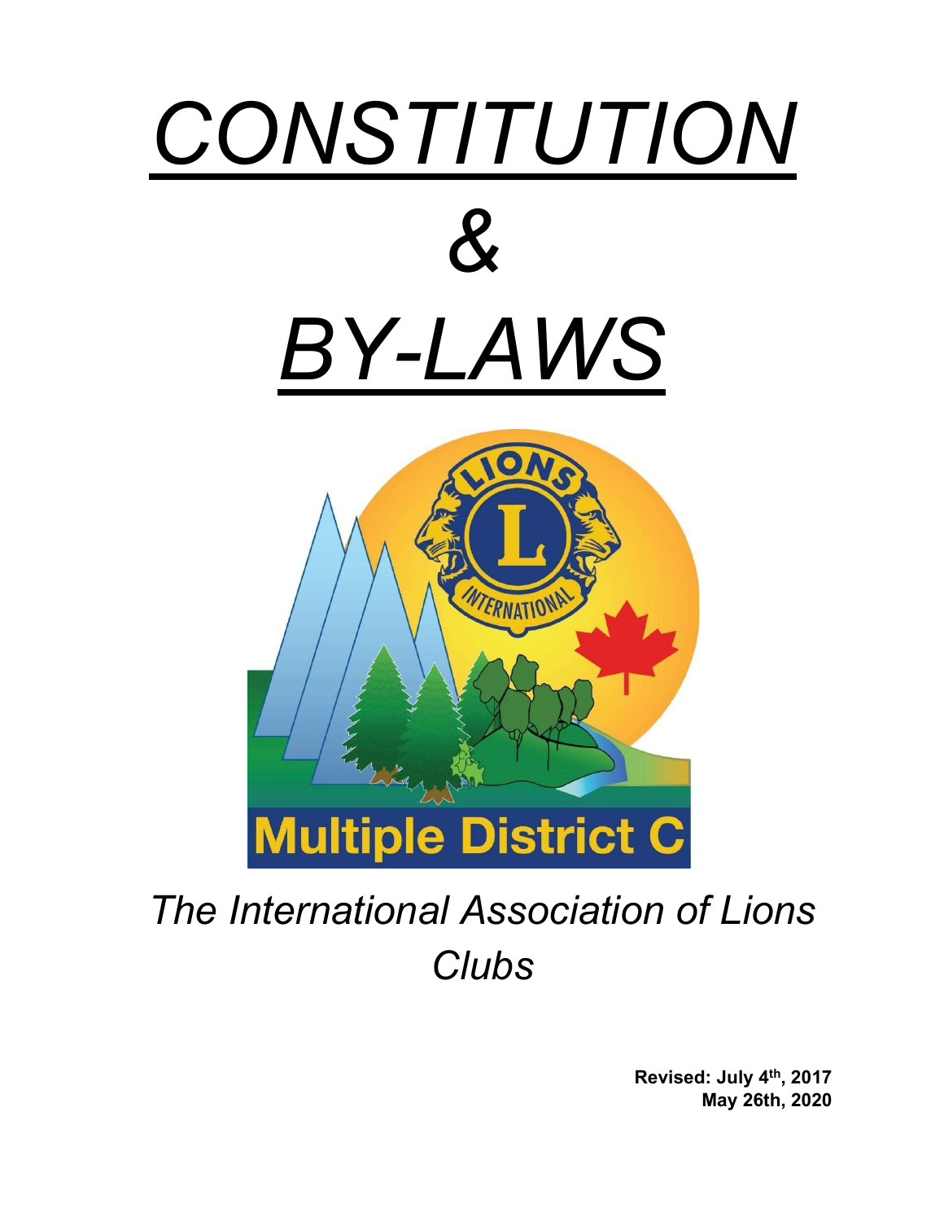# *CONSTITUTION*

# *&*

# *BY-LAWS*

Multiple District C

*The International Association of Lions Clubs*

**Revised: July 4th, 2017**
**May 26th, 2020**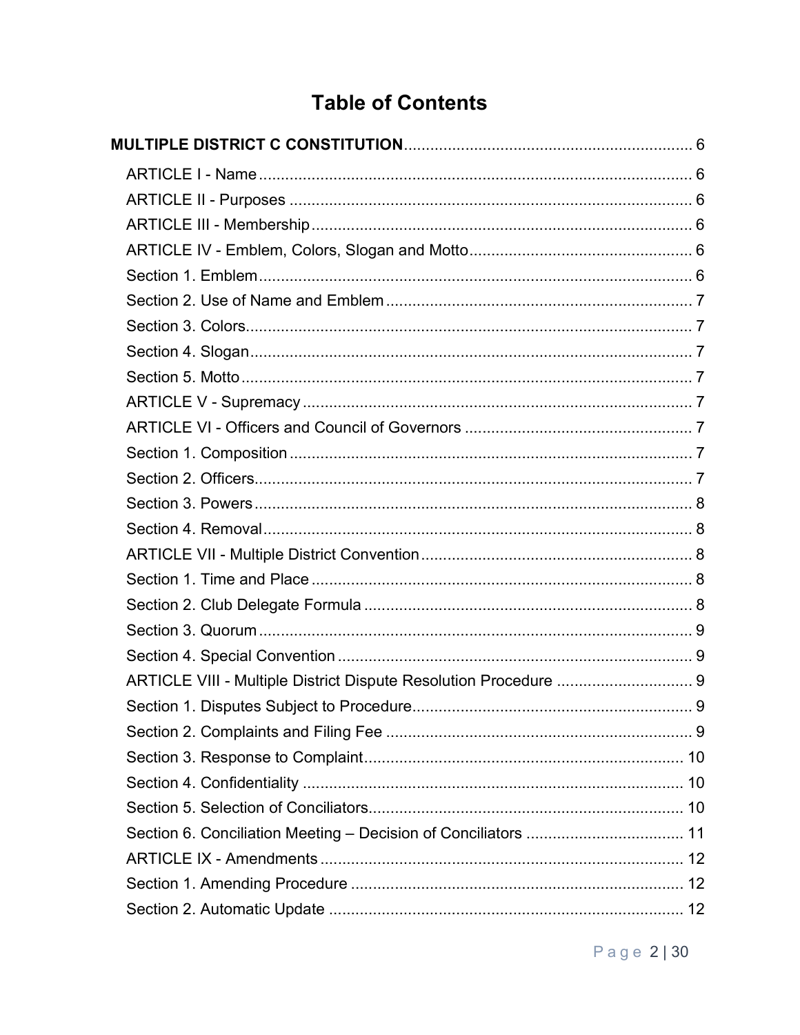# Table of Contents

**MULTIPLE DISTRICT C CONSTITUTION** ..... 6

- ARTICLE I - Name ..... 6
- ARTICLE II - Purposes ..... 6
- ARTICLE III - Membership ..... 6
- ARTICLE IV - Emblem, Colors, Slogan and Motto ..... 6
- Section 1. Emblem ..... 6
- Section 2. Use of Name and Emblem ..... 7
- Section 3. Colors ..... 7
- Section 4. Slogan ..... 7
- Section 5. Motto ..... 7
- ARTICLE V - Supremacy ..... 7
- ARTICLE VI - Officers and Council of Governors ..... 7
- Section 1. Composition ..... 7
- Section 2. Officers ..... 7
- Section 3. Powers ..... 8
- Section 4. Removal ..... 8
- ARTICLE VII - Multiple District Convention ..... 8
- Section 1. Time and Place ..... 8
- Section 2. Club Delegate Formula ..... 8
- Section 3. Quorum ..... 9
- Section 4. Special Convention ..... 9
- ARTICLE VIII - Multiple District Dispute Resolution Procedure ..... 9
- Section 1. Disputes Subject to Procedure ..... 9
- Section 2. Complaints and Filing Fee ..... 9
- Section 3. Response to Complaint ..... 10
- Section 4. Confidentiality ..... 10
- Section 5. Selection of Conciliators ..... 10
- Section 6. Conciliation Meeting – Decision of Conciliators ..... 11
- ARTICLE IX - Amendments ..... 12
- Section 1. Amending Procedure ..... 12
- Section 2. Automatic Update ..... 12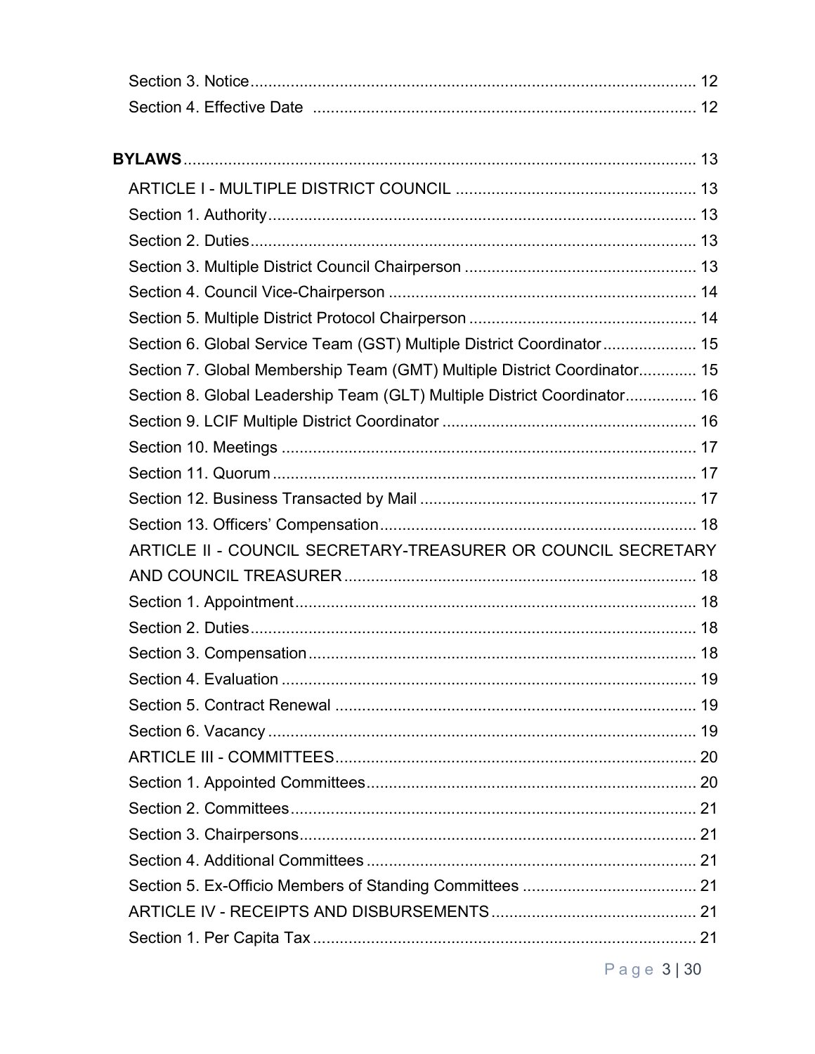Section 3. Notice .................................................................................................... 12
Section 4. Effective Date ...................................................................................... 12

**BYLAWS** ................................................................................................................. 13

ARTICLE I - MULTIPLE DISTRICT COUNCIL ...................................................... 13
Section 1. Authority ................................................................................................ 13
Section 2. Duties .................................................................................................... 13
Section 3. Multiple District Council Chairperson .................................................... 13
Section 4. Council Vice-Chairperson ..................................................................... 14
Section 5. Multiple District Protocol Chairperson ................................................... 14
Section 6. Global Service Team (GST) Multiple District Coordinator ..................... 15
Section 7. Global Membership Team (GMT) Multiple District Coordinator ............. 15
Section 8. Global Leadership Team (GLT) Multiple District Coordinator ................ 16
Section 9. LCIF Multiple District Coordinator ......................................................... 16
Section 10. Meetings ............................................................................................. 17
Section 11. Quorum ............................................................................................... 17
Section 12. Business Transacted by Mail .............................................................. 17
Section 13. Officers' Compensation ....................................................................... 18

ARTICLE II - COUNCIL SECRETARY-TREASURER OR COUNCIL SECRETARY AND COUNCIL TREASURER ............................................................................... 18
Section 1. Appointment .......................................................................................... 18
Section 2. Duties .................................................................................................... 18
Section 3. Compensation ....................................................................................... 18
Section 4. Evaluation ............................................................................................. 19
Section 5. Contract Renewal ................................................................................. 19
Section 6. Vacancy ................................................................................................ 19

ARTICLE III - COMMITTEES ................................................................................. 20
Section 1. Appointed Committees .......................................................................... 20
Section 2. Committees ........................................................................................... 21
Section 3. Chairpersons ......................................................................................... 21
Section 4. Additional Committees .......................................................................... 21
Section 5. Ex-Officio Members of Standing Committees ....................................... 21

ARTICLE IV - RECEIPTS AND DISBURSEMENTS ............................................. 21
Section 1. Per Capita Tax ...................................................................................... 21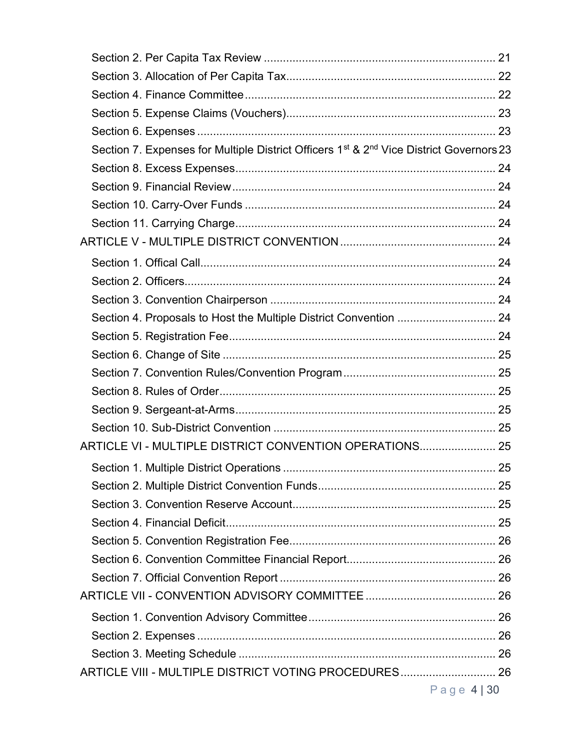Section 2. Per Capita Tax Review ........................................................................ 21

Section 3. Allocation of Per Capita Tax................................................................. 22

Section 4. Finance Committee .............................................................................. 22

Section 5. Expense Claims (Vouchers)................................................................. 23

Section 6. Expenses ............................................................................................. 23

Section 7. Expenses for Multiple District Officers 1st & 2nd Vice District Governors 23

Section 8. Excess Expenses................................................................................. 24

Section 9. Financial Review .................................................................................. 24

Section 10. Carry-Over Funds .............................................................................. 24

Section 11. Carrying Charge................................................................................. 24

ARTICLE V - MULTIPLE DISTRICT CONVENTION ................................................ 24

Section 1. Offical Call............................................................................................ 24

Section 2. Officers................................................................................................. 24

Section 3. Convention Chairperson ...................................................................... 24

Section 4. Proposals to Host the Multiple District Convention .............................. 24

Section 5. Registration Fee................................................................................... 24

Section 6. Change of Site ..................................................................................... 25

Section 7. Convention Rules/Convention Program ............................................... 25

Section 8. Rules of Order...................................................................................... 25

Section 9. Sergeant-at-Arms................................................................................. 25

Section 10. Sub-District Convention ..................................................................... 25

ARTICLE VI - MULTIPLE DISTRICT CONVENTION OPERATIONS....................... 25

Section 1. Multiple District Operations .................................................................. 25

Section 2. Multiple District Convention Funds....................................................... 25

Section 3. Convention Reserve Account............................................................... 25

Section 4. Financial Deficit.................................................................................... 25

Section 5. Convention Registration Fee................................................................ 26

Section 6. Convention Committee Financial Report.............................................. 26

Section 7. Official Convention Report ................................................................... 26

ARTICLE VII - CONVENTION ADVISORY COMMITTEE ........................................ 26

Section 1. Convention Advisory Committee .......................................................... 26

Section 2. Expenses ............................................................................................. 26

Section 3. Meeting Schedule ................................................................................ 26

ARTICLE VIII - MULTIPLE DISTRICT VOTING PROCEDURES............................. 26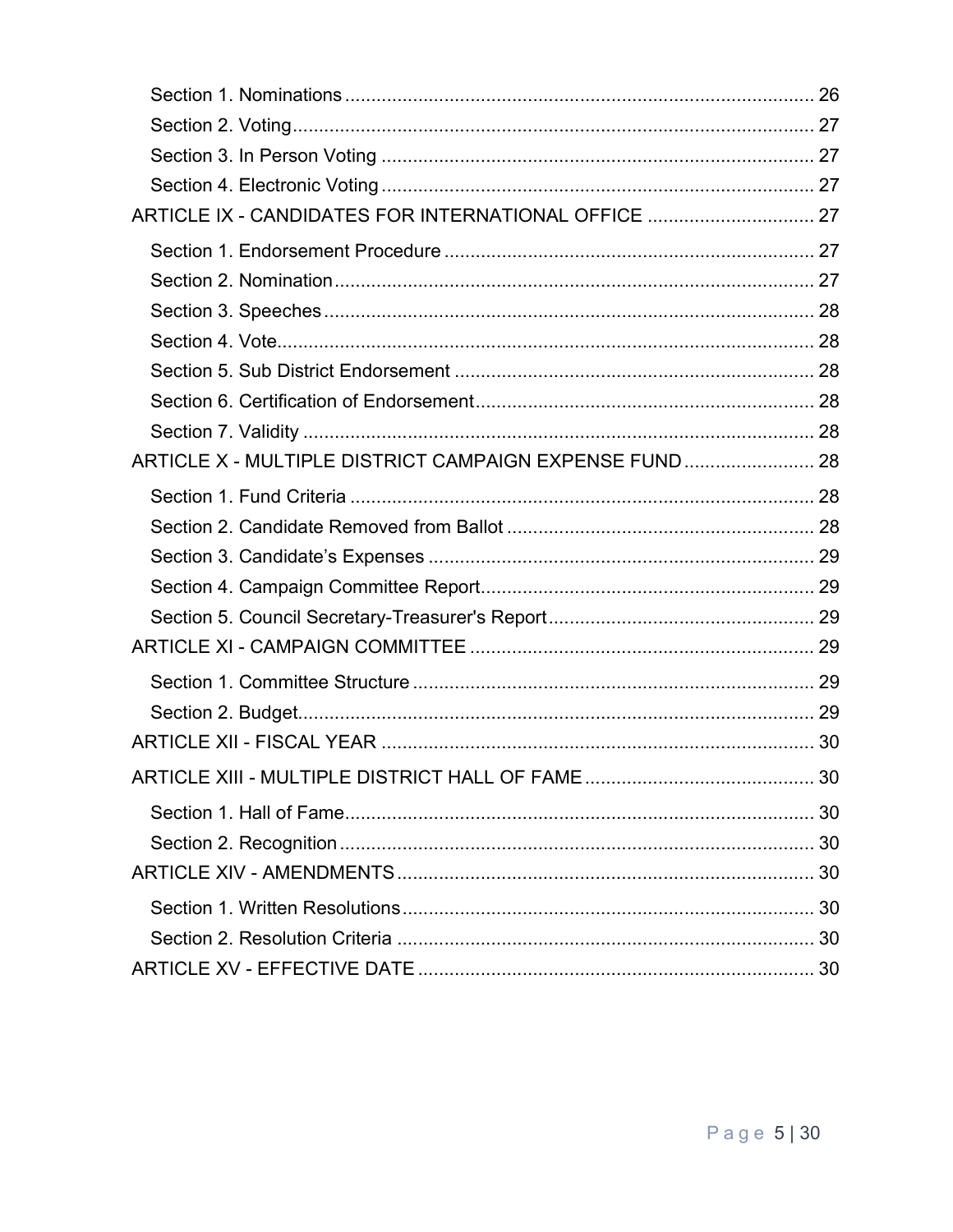- Section 1. Nominations .......... 26
- Section 2. Voting .......... 27
- Section 3. In Person Voting .......... 27
- Section 4. Electronic Voting .......... 27

ARTICLE IX - CANDIDATES FOR INTERNATIONAL OFFICE .......... 27

- Section 1. Endorsement Procedure .......... 27
- Section 2. Nomination .......... 27
- Section 3. Speeches .......... 28
- Section 4. Vote .......... 28
- Section 5. Sub District Endorsement .......... 28
- Section 6. Certification of Endorsement .......... 28
- Section 7. Validity .......... 28

ARTICLE X - MULTIPLE DISTRICT CAMPAIGN EXPENSE FUND .......... 28

- Section 1. Fund Criteria .......... 28
- Section 2. Candidate Removed from Ballot .......... 28
- Section 3. Candidate's Expenses .......... 29
- Section 4. Campaign Committee Report .......... 29
- Section 5. Council Secretary-Treasurer's Report .......... 29

ARTICLE XI - CAMPAIGN COMMITTEE .......... 29

- Section 1. Committee Structure .......... 29
- Section 2. Budget .......... 29

ARTICLE XII - FISCAL YEAR .......... 30

ARTICLE XIII - MULTIPLE DISTRICT HALL OF FAME .......... 30

- Section 1. Hall of Fame .......... 30
- Section 2. Recognition .......... 30

ARTICLE XIV - AMENDMENTS .......... 30

- Section 1. Written Resolutions .......... 30
- Section 2. Resolution Criteria .......... 30

ARTICLE XV - EFFECTIVE DATE .......... 30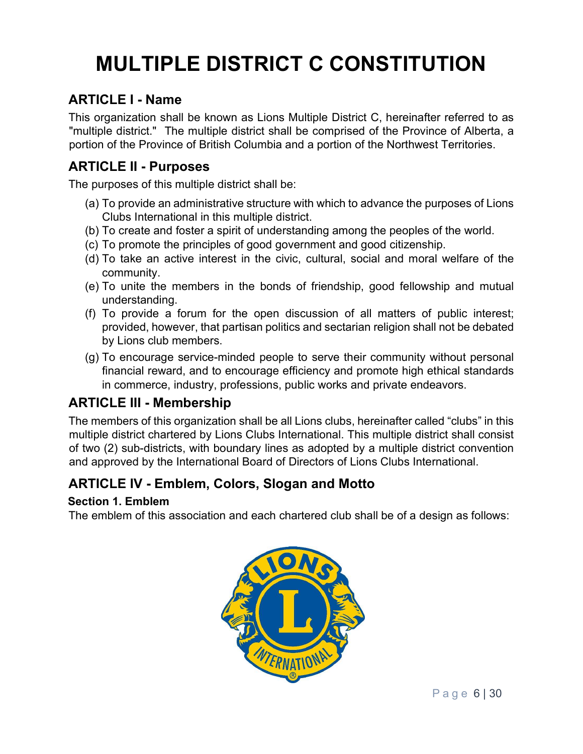# MULTIPLE DISTRICT C CONSTITUTION

## ARTICLE I - Name

This organization shall be known as Lions Multiple District C, hereinafter referred to as "multiple district." The multiple district shall be comprised of the Province of Alberta, a portion of the Province of British Columbia and a portion of the Northwest Territories.

## ARTICLE II - Purposes

The purposes of this multiple district shall be:

(a) To provide an administrative structure with which to advance the purposes of Lions Clubs International in this multiple district.

(b) To create and foster a spirit of understanding among the peoples of the world.

(c) To promote the principles of good government and good citizenship.

(d) To take an active interest in the civic, cultural, social and moral welfare of the community.

(e) To unite the members in the bonds of friendship, good fellowship and mutual understanding.

(f) To provide a forum for the open discussion of all matters of public interest; provided, however, that partisan politics and sectarian religion shall not be debated by Lions club members.

(g) To encourage service-minded people to serve their community without personal financial reward, and to encourage efficiency and promote high ethical standards in commerce, industry, professions, public works and private endeavors.

## ARTICLE III - Membership

The members of this organization shall be all Lions clubs, hereinafter called "clubs" in this multiple district chartered by Lions Clubs International. This multiple district shall consist of two (2) sub-districts, with boundary lines as adopted by a multiple district convention and approved by the International Board of Directors of Lions Clubs International.

## ARTICLE IV - Emblem, Colors, Slogan and Motto

### Section 1. Emblem

The emblem of this association and each chartered club shall be of a design as follows: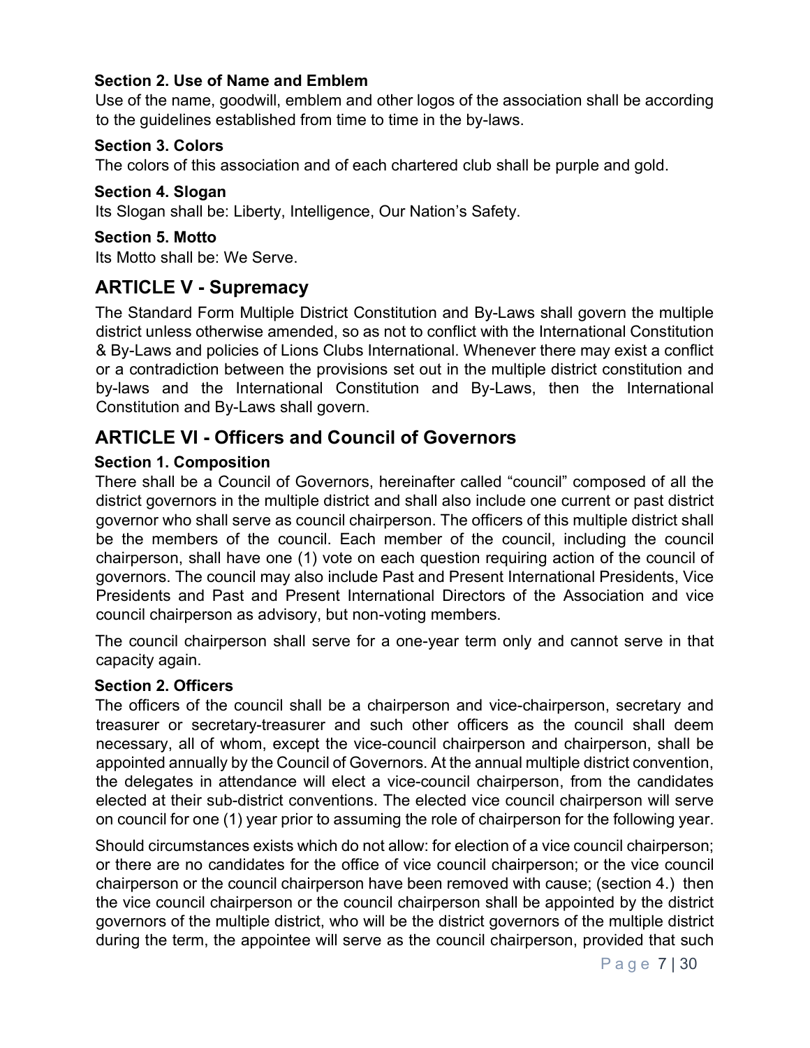### Section 2. Use of Name and Emblem

Use of the name, goodwill, emblem and other logos of the association shall be according to the guidelines established from time to time in the by-laws.

### Section 3. Colors

The colors of this association and of each chartered club shall be purple and gold.

### Section 4. Slogan

Its Slogan shall be: Liberty, Intelligence, Our Nation's Safety.

### Section 5. Motto

Its Motto shall be: We Serve.

## ARTICLE V - Supremacy

The Standard Form Multiple District Constitution and By-Laws shall govern the multiple district unless otherwise amended, so as not to conflict with the International Constitution & By-Laws and policies of Lions Clubs International. Whenever there may exist a conflict or a contradiction between the provisions set out in the multiple district constitution and by-laws and the International Constitution and By-Laws, then the International Constitution and By-Laws shall govern.

## ARTICLE VI - Officers and Council of Governors

### Section 1. Composition

There shall be a Council of Governors, hereinafter called "council" composed of all the district governors in the multiple district and shall also include one current or past district governor who shall serve as council chairperson. The officers of this multiple district shall be the members of the council. Each member of the council, including the council chairperson, shall have one (1) vote on each question requiring action of the council of governors. The council may also include Past and Present International Presidents, Vice Presidents and Past and Present International Directors of the Association and vice council chairperson as advisory, but non-voting members.

The council chairperson shall serve for a one-year term only and cannot serve in that capacity again.

### Section 2. Officers

The officers of the council shall be a chairperson and vice-chairperson, secretary and treasurer or secretary-treasurer and such other officers as the council shall deem necessary, all of whom, except the vice-council chairperson and chairperson, shall be appointed annually by the Council of Governors. At the annual multiple district convention, the delegates in attendance will elect a vice-council chairperson, from the candidates elected at their sub-district conventions. The elected vice council chairperson will serve on council for one (1) year prior to assuming the role of chairperson for the following year.

Should circumstances exists which do not allow: for election of a vice council chairperson; or there are no candidates for the office of vice council chairperson; or the vice council chairperson or the council chairperson have been removed with cause; (section 4.) then the vice council chairperson or the council chairperson shall be appointed by the district governors of the multiple district, who will be the district governors of the multiple district during the term, the appointee will serve as the council chairperson, provided that such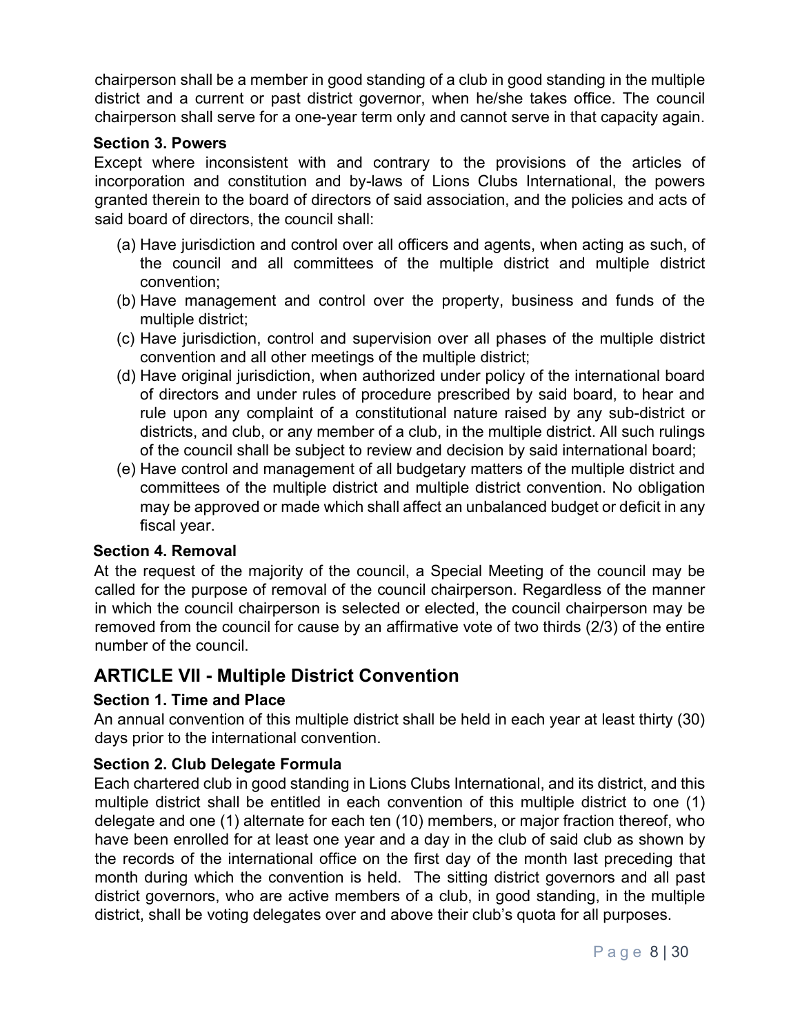chairperson shall be a member in good standing of a club in good standing in the multiple district and a current or past district governor, when he/she takes office. The council chairperson shall serve for a one-year term only and cannot serve in that capacity again.

### Section 3. Powers

Except where inconsistent with and contrary to the provisions of the articles of incorporation and constitution and by-laws of Lions Clubs International, the powers granted therein to the board of directors of said association, and the policies and acts of said board of directors, the council shall:

(a) Have jurisdiction and control over all officers and agents, when acting as such, of the council and all committees of the multiple district and multiple district convention;

(b) Have management and control over the property, business and funds of the multiple district;

(c) Have jurisdiction, control and supervision over all phases of the multiple district convention and all other meetings of the multiple district;

(d) Have original jurisdiction, when authorized under policy of the international board of directors and under rules of procedure prescribed by said board, to hear and rule upon any complaint of a constitutional nature raised by any sub-district or districts, and club, or any member of a club, in the multiple district. All such rulings of the council shall be subject to review and decision by said international board;

(e) Have control and management of all budgetary matters of the multiple district and committees of the multiple district and multiple district convention. No obligation may be approved or made which shall affect an unbalanced budget or deficit in any fiscal year.

### Section 4. Removal

At the request of the majority of the council, a Special Meeting of the council may be called for the purpose of removal of the council chairperson. Regardless of the manner in which the council chairperson is selected or elected, the council chairperson may be removed from the council for cause by an affirmative vote of two thirds (2/3) of the entire number of the council.

## ARTICLE VII - Multiple District Convention

### Section 1. Time and Place

An annual convention of this multiple district shall be held in each year at least thirty (30) days prior to the international convention.

### Section 2. Club Delegate Formula

Each chartered club in good standing in Lions Clubs International, and its district, and this multiple district shall be entitled in each convention of this multiple district to one (1) delegate and one (1) alternate for each ten (10) members, or major fraction thereof, who have been enrolled for at least one year and a day in the club of said club as shown by the records of the international office on the first day of the month last preceding that month during which the convention is held. The sitting district governors and all past district governors, who are active members of a club, in good standing, in the multiple district, shall be voting delegates over and above their club's quota for all purposes.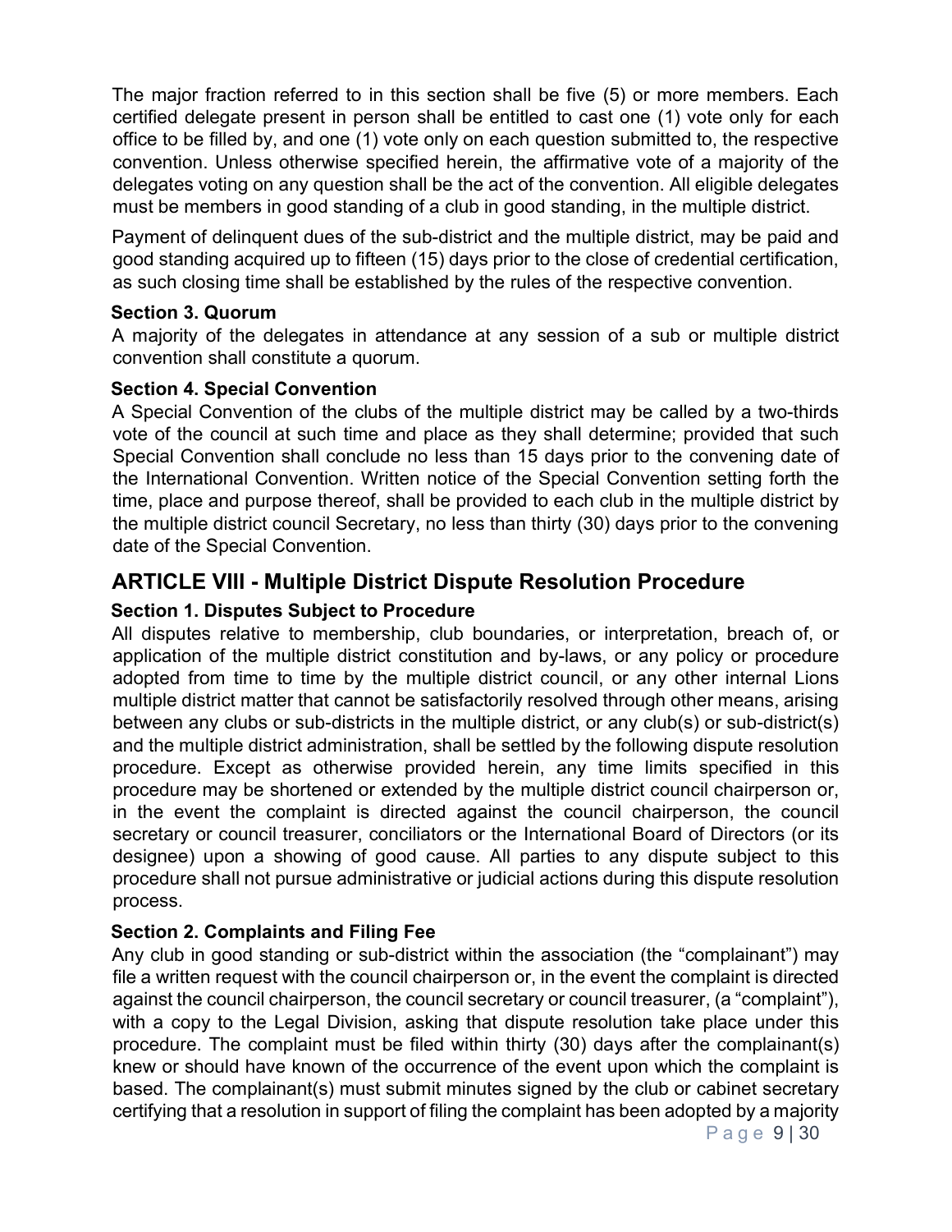The major fraction referred to in this section shall be five (5) or more members. Each certified delegate present in person shall be entitled to cast one (1) vote only for each office to be filled by, and one (1) vote only on each question submitted to, the respective convention. Unless otherwise specified herein, the affirmative vote of a majority of the delegates voting on any question shall be the act of the convention. All eligible delegates must be members in good standing of a club in good standing, in the multiple district.

Payment of delinquent dues of the sub-district and the multiple district, may be paid and good standing acquired up to fifteen (15) days prior to the close of credential certification, as such closing time shall be established by the rules of the respective convention.

### Section 3. Quorum

A majority of the delegates in attendance at any session of a sub or multiple district convention shall constitute a quorum.

### Section 4. Special Convention

A Special Convention of the clubs of the multiple district may be called by a two-thirds vote of the council at such time and place as they shall determine; provided that such Special Convention shall conclude no less than 15 days prior to the convening date of the International Convention. Written notice of the Special Convention setting forth the time, place and purpose thereof, shall be provided to each club in the multiple district by the multiple district council Secretary, no less than thirty (30) days prior to the convening date of the Special Convention.

## ARTICLE VIII - Multiple District Dispute Resolution Procedure

### Section 1. Disputes Subject to Procedure

All disputes relative to membership, club boundaries, or interpretation, breach of, or application of the multiple district constitution and by-laws, or any policy or procedure adopted from time to time by the multiple district council, or any other internal Lions multiple district matter that cannot be satisfactorily resolved through other means, arising between any clubs or sub-districts in the multiple district, or any club(s) or sub-district(s) and the multiple district administration, shall be settled by the following dispute resolution procedure. Except as otherwise provided herein, any time limits specified in this procedure may be shortened or extended by the multiple district council chairperson or, in the event the complaint is directed against the council chairperson, the council secretary or council treasurer, conciliators or the International Board of Directors (or its designee) upon a showing of good cause. All parties to any dispute subject to this procedure shall not pursue administrative or judicial actions during this dispute resolution process.

### Section 2. Complaints and Filing Fee

Any club in good standing or sub-district within the association (the "complainant") may file a written request with the council chairperson or, in the event the complaint is directed against the council chairperson, the council secretary or council treasurer, (a "complaint"), with a copy to the Legal Division, asking that dispute resolution take place under this procedure. The complaint must be filed within thirty (30) days after the complainant(s) knew or should have known of the occurrence of the event upon which the complaint is based. The complainant(s) must submit minutes signed by the club or cabinet secretary certifying that a resolution in support of filing the complaint has been adopted by a majority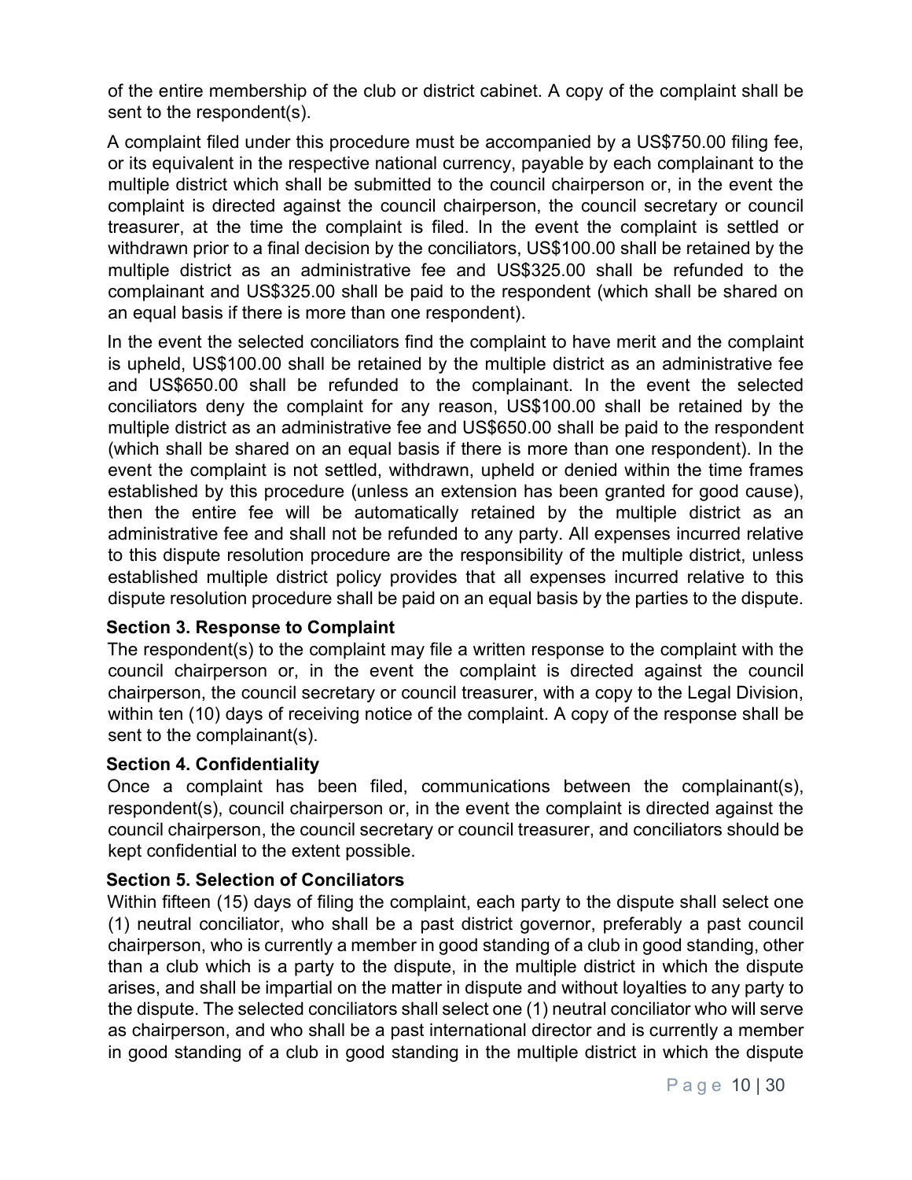of the entire membership of the club or district cabinet. A copy of the complaint shall be sent to the respondent(s).

A complaint filed under this procedure must be accompanied by a US$750.00 filing fee, or its equivalent in the respective national currency, payable by each complainant to the multiple district which shall be submitted to the council chairperson or, in the event the complaint is directed against the council chairperson, the council secretary or council treasurer, at the time the complaint is filed. In the event the complaint is settled or withdrawn prior to a final decision by the conciliators, US$100.00 shall be retained by the multiple district as an administrative fee and US$325.00 shall be refunded to the complainant and US$325.00 shall be paid to the respondent (which shall be shared on an equal basis if there is more than one respondent).

In the event the selected conciliators find the complaint to have merit and the complaint is upheld, US$100.00 shall be retained by the multiple district as an administrative fee and US$650.00 shall be refunded to the complainant. In the event the selected conciliators deny the complaint for any reason, US$100.00 shall be retained by the multiple district as an administrative fee and US$650.00 shall be paid to the respondent (which shall be shared on an equal basis if there is more than one respondent). In the event the complaint is not settled, withdrawn, upheld or denied within the time frames established by this procedure (unless an extension has been granted for good cause), then the entire fee will be automatically retained by the multiple district as an administrative fee and shall not be refunded to any party. All expenses incurred relative to this dispute resolution procedure are the responsibility of the multiple district, unless established multiple district policy provides that all expenses incurred relative to this dispute resolution procedure shall be paid on an equal basis by the parties to the dispute.

**Section 3. Response to Complaint**

The respondent(s) to the complaint may file a written response to the complaint with the council chairperson or, in the event the complaint is directed against the council chairperson, the council secretary or council treasurer, with a copy to the Legal Division, within ten (10) days of receiving notice of the complaint. A copy of the response shall be sent to the complainant(s).

**Section 4. Confidentiality**

Once a complaint has been filed, communications between the complainant(s), respondent(s), council chairperson or, in the event the complaint is directed against the council chairperson, the council secretary or council treasurer, and conciliators should be kept confidential to the extent possible.

**Section 5. Selection of Conciliators**

Within fifteen (15) days of filing the complaint, each party to the dispute shall select one (1) neutral conciliator, who shall be a past district governor, preferably a past council chairperson, who is currently a member in good standing of a club in good standing, other than a club which is a party to the dispute, in the multiple district in which the dispute arises, and shall be impartial on the matter in dispute and without loyalties to any party to the dispute. The selected conciliators shall select one (1) neutral conciliator who will serve as chairperson, and who shall be a past international director and is currently a member in good standing of a club in good standing in the multiple district in which the dispute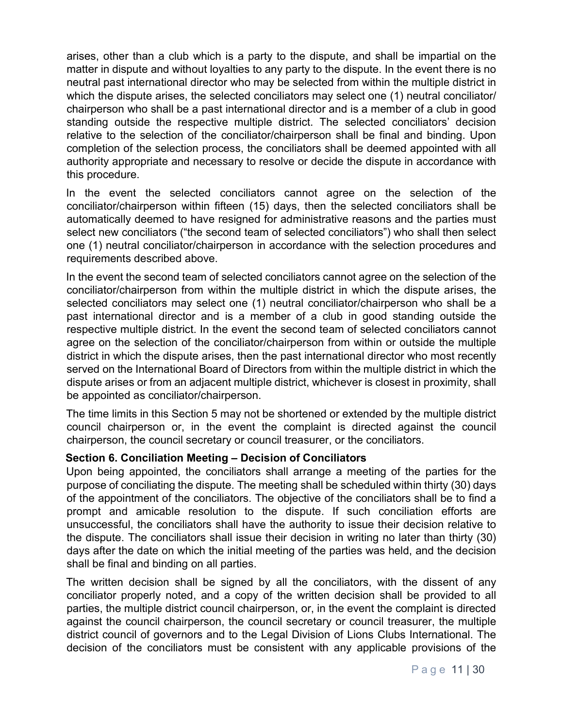arises, other than a club which is a party to the dispute, and shall be impartial on the matter in dispute and without loyalties to any party to the dispute. In the event there is no neutral past international director who may be selected from within the multiple district in which the dispute arises, the selected conciliators may select one (1) neutral conciliator/ chairperson who shall be a past international director and is a member of a club in good standing outside the respective multiple district. The selected conciliators' decision relative to the selection of the conciliator/chairperson shall be final and binding. Upon completion of the selection process, the conciliators shall be deemed appointed with all authority appropriate and necessary to resolve or decide the dispute in accordance with this procedure.

In the event the selected conciliators cannot agree on the selection of the conciliator/chairperson within fifteen (15) days, then the selected conciliators shall be automatically deemed to have resigned for administrative reasons and the parties must select new conciliators ("the second team of selected conciliators") who shall then select one (1) neutral conciliator/chairperson in accordance with the selection procedures and requirements described above.

In the event the second team of selected conciliators cannot agree on the selection of the conciliator/chairperson from within the multiple district in which the dispute arises, the selected conciliators may select one (1) neutral conciliator/chairperson who shall be a past international director and is a member of a club in good standing outside the respective multiple district. In the event the second team of selected conciliators cannot agree on the selection of the conciliator/chairperson from within or outside the multiple district in which the dispute arises, then the past international director who most recently served on the International Board of Directors from within the multiple district in which the dispute arises or from an adjacent multiple district, whichever is closest in proximity, shall be appointed as conciliator/chairperson.

The time limits in this Section 5 may not be shortened or extended by the multiple district council chairperson or, in the event the complaint is directed against the council chairperson, the council secretary or council treasurer, or the conciliators.

**Section 6. Conciliation Meeting – Decision of Conciliators**

Upon being appointed, the conciliators shall arrange a meeting of the parties for the purpose of conciliating the dispute. The meeting shall be scheduled within thirty (30) days of the appointment of the conciliators. The objective of the conciliators shall be to find a prompt and amicable resolution to the dispute. If such conciliation efforts are unsuccessful, the conciliators shall have the authority to issue their decision relative to the dispute. The conciliators shall issue their decision in writing no later than thirty (30) days after the date on which the initial meeting of the parties was held, and the decision shall be final and binding on all parties.

The written decision shall be signed by all the conciliators, with the dissent of any conciliator properly noted, and a copy of the written decision shall be provided to all parties, the multiple district council chairperson, or, in the event the complaint is directed against the council chairperson, the council secretary or council treasurer, the multiple district council of governors and to the Legal Division of Lions Clubs International. The decision of the conciliators must be consistent with any applicable provisions of the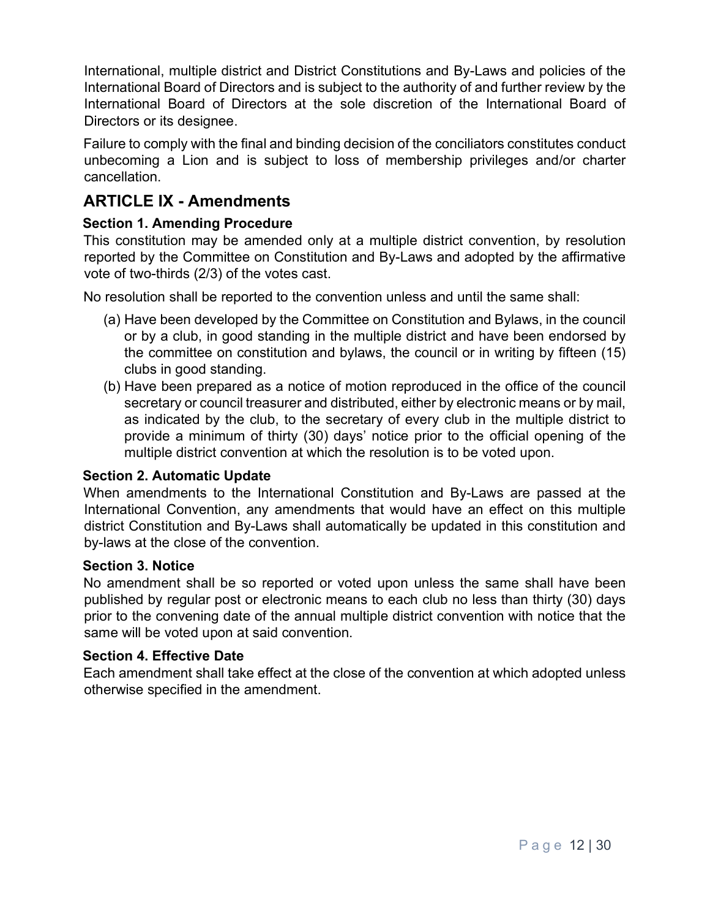International, multiple district and District Constitutions and By-Laws and policies of the International Board of Directors and is subject to the authority of and further review by the International Board of Directors at the sole discretion of the International Board of Directors or its designee.

Failure to comply with the final and binding decision of the conciliators constitutes conduct unbecoming a Lion and is subject to loss of membership privileges and/or charter cancellation.

## ARTICLE IX - Amendments

### Section 1. Amending Procedure

This constitution may be amended only at a multiple district convention, by resolution reported by the Committee on Constitution and By-Laws and adopted by the affirmative vote of two-thirds (2/3) of the votes cast.

No resolution shall be reported to the convention unless and until the same shall:

(a) Have been developed by the Committee on Constitution and Bylaws, in the council or by a club, in good standing in the multiple district and have been endorsed by the committee on constitution and bylaws, the council or in writing by fifteen (15) clubs in good standing.

(b) Have been prepared as a notice of motion reproduced in the office of the council secretary or council treasurer and distributed, either by electronic means or by mail, as indicated by the club, to the secretary of every club in the multiple district to provide a minimum of thirty (30) days' notice prior to the official opening of the multiple district convention at which the resolution is to be voted upon.

### Section 2. Automatic Update

When amendments to the International Constitution and By-Laws are passed at the International Convention, any amendments that would have an effect on this multiple district Constitution and By-Laws shall automatically be updated in this constitution and by-laws at the close of the convention.

### Section 3. Notice

No amendment shall be so reported or voted upon unless the same shall have been published by regular post or electronic means to each club no less than thirty (30) days prior to the convening date of the annual multiple district convention with notice that the same will be voted upon at said convention.

### Section 4. Effective Date

Each amendment shall take effect at the close of the convention at which adopted unless otherwise specified in the amendment.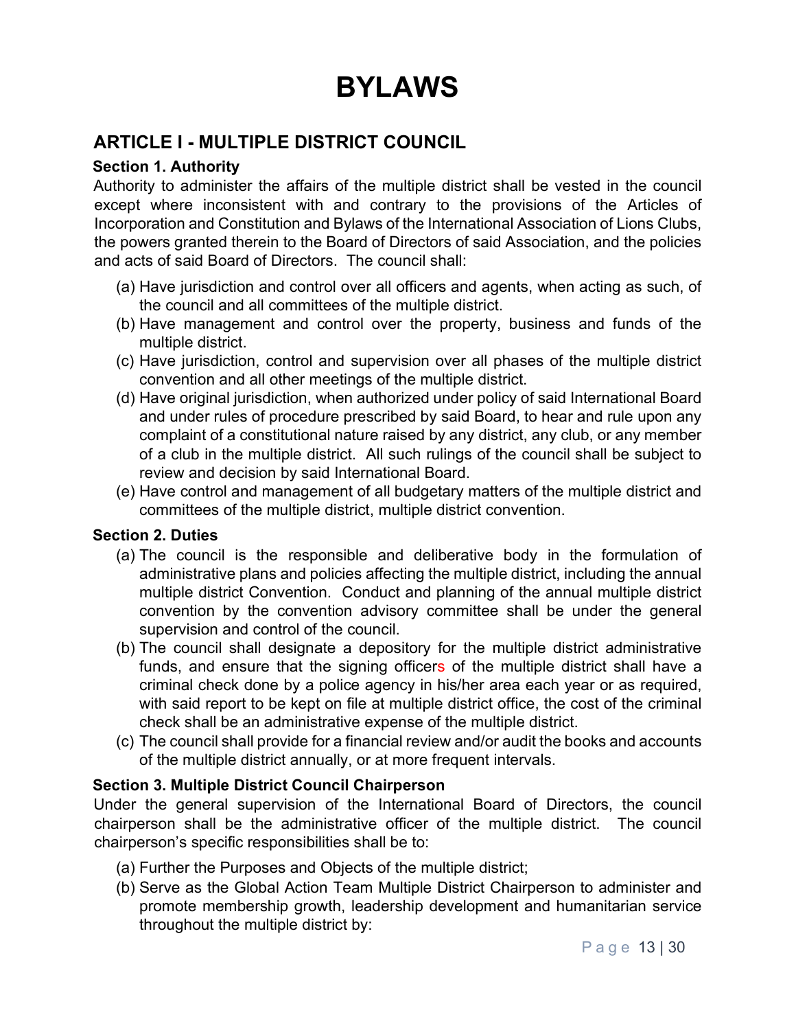# BYLAWS

## ARTICLE I - MULTIPLE DISTRICT COUNCIL

### Section 1. Authority

Authority to administer the affairs of the multiple district shall be vested in the council except where inconsistent with and contrary to the provisions of the Articles of Incorporation and Constitution and Bylaws of the International Association of Lions Clubs, the powers granted therein to the Board of Directors of said Association, and the policies and acts of said Board of Directors. The council shall:

(a) Have jurisdiction and control over all officers and agents, when acting as such, of the council and all committees of the multiple district.

(b) Have management and control over the property, business and funds of the multiple district.

(c) Have jurisdiction, control and supervision over all phases of the multiple district convention and all other meetings of the multiple district.

(d) Have original jurisdiction, when authorized under policy of said International Board and under rules of procedure prescribed by said Board, to hear and rule upon any complaint of a constitutional nature raised by any district, any club, or any member of a club in the multiple district. All such rulings of the council shall be subject to review and decision by said International Board.

(e) Have control and management of all budgetary matters of the multiple district and committees of the multiple district, multiple district convention.

### Section 2. Duties

(a) The council is the responsible and deliberative body in the formulation of administrative plans and policies affecting the multiple district, including the annual multiple district Convention. Conduct and planning of the annual multiple district convention by the convention advisory committee shall be under the general supervision and control of the council.

(b) The council shall designate a depository for the multiple district administrative funds, and ensure that the signing officers of the multiple district shall have a criminal check done by a police agency in his/her area each year or as required, with said report to be kept on file at multiple district office, the cost of the criminal check shall be an administrative expense of the multiple district.

(c) The council shall provide for a financial review and/or audit the books and accounts of the multiple district annually, or at more frequent intervals.

### Section 3. Multiple District Council Chairperson

Under the general supervision of the International Board of Directors, the council chairperson shall be the administrative officer of the multiple district. The council chairperson's specific responsibilities shall be to:

(a) Further the Purposes and Objects of the multiple district;

(b) Serve as the Global Action Team Multiple District Chairperson to administer and promote membership growth, leadership development and humanitarian service throughout the multiple district by: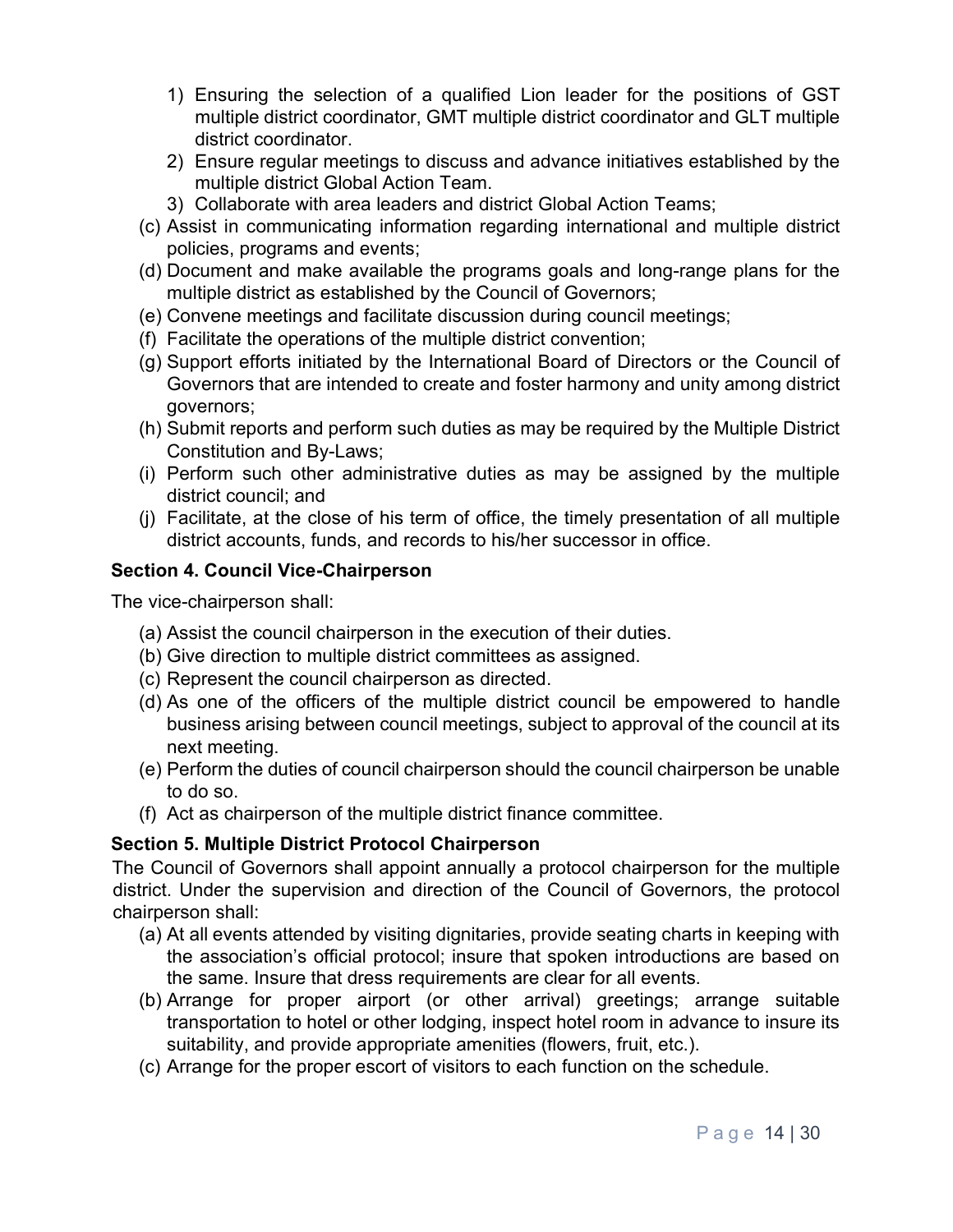1) Ensuring the selection of a qualified Lion leader for the positions of GST multiple district coordinator, GMT multiple district coordinator and GLT multiple district coordinator.
2) Ensure regular meetings to discuss and advance initiatives established by the multiple district Global Action Team.
3) Collaborate with area leaders and district Global Action Teams;

(c) Assist in communicating information regarding international and multiple district policies, programs and events;
(d) Document and make available the programs goals and long-range plans for the multiple district as established by the Council of Governors;
(e) Convene meetings and facilitate discussion during council meetings;
(f) Facilitate the operations of the multiple district convention;
(g) Support efforts initiated by the International Board of Directors or the Council of Governors that are intended to create and foster harmony and unity among district governors;
(h) Submit reports and perform such duties as may be required by the Multiple District Constitution and By-Laws;
(i) Perform such other administrative duties as may be assigned by the multiple district council; and
(j) Facilitate, at the close of his term of office, the timely presentation of all multiple district accounts, funds, and records to his/her successor in office.

**Section 4. Council Vice-Chairperson**

The vice-chairperson shall:

(a) Assist the council chairperson in the execution of their duties.
(b) Give direction to multiple district committees as assigned.
(c) Represent the council chairperson as directed.
(d) As one of the officers of the multiple district council be empowered to handle business arising between council meetings, subject to approval of the council at its next meeting.
(e) Perform the duties of council chairperson should the council chairperson be unable to do so.
(f) Act as chairperson of the multiple district finance committee.

**Section 5. Multiple District Protocol Chairperson**

The Council of Governors shall appoint annually a protocol chairperson for the multiple district. Under the supervision and direction of the Council of Governors, the protocol chairperson shall:

(a) At all events attended by visiting dignitaries, provide seating charts in keeping with the association's official protocol; insure that spoken introductions are based on the same. Insure that dress requirements are clear for all events.
(b) Arrange for proper airport (or other arrival) greetings; arrange suitable transportation to hotel or other lodging, inspect hotel room in advance to insure its suitability, and provide appropriate amenities (flowers, fruit, etc.).
(c) Arrange for the proper escort of visitors to each function on the schedule.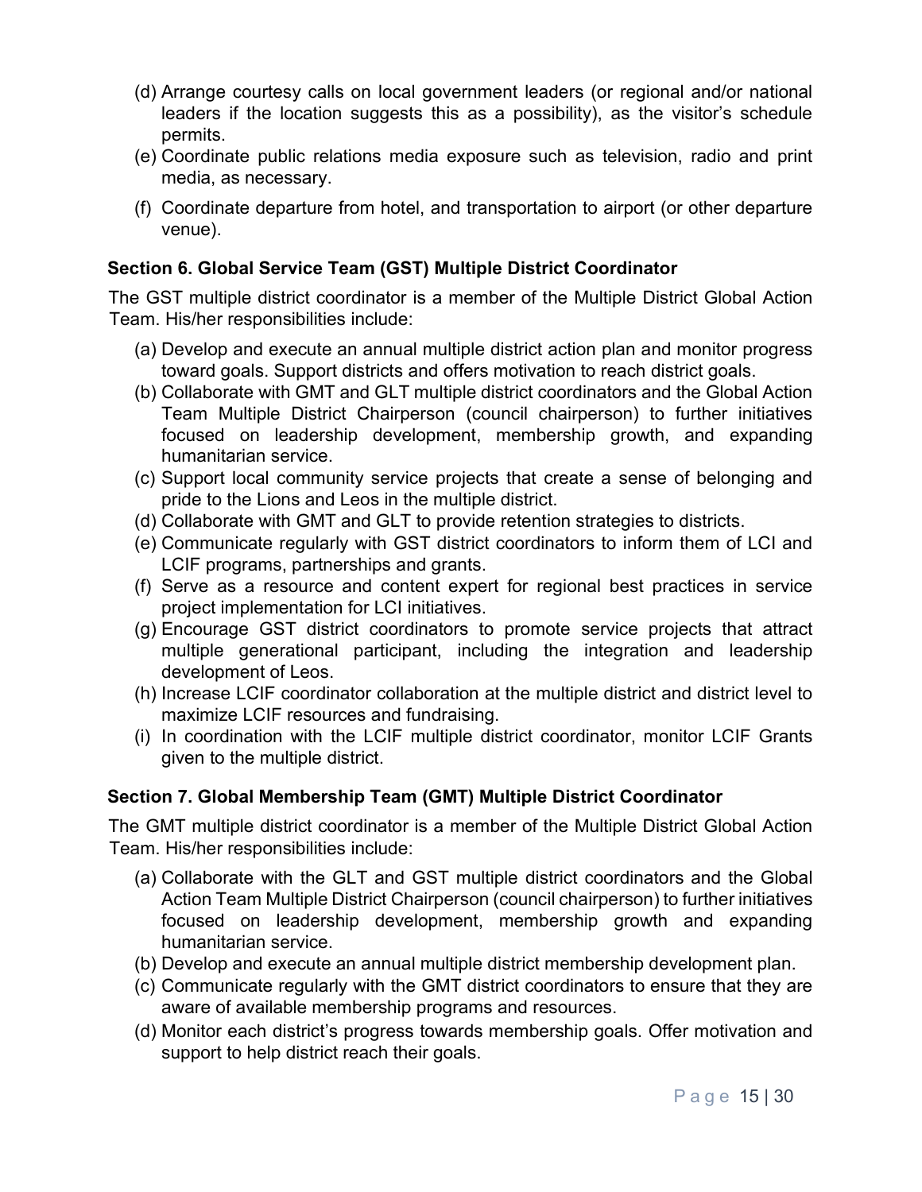(d) Arrange courtesy calls on local government leaders (or regional and/or national leaders if the location suggests this as a possibility), as the visitor's schedule permits.

(e) Coordinate public relations media exposure such as television, radio and print media, as necessary.

(f) Coordinate departure from hotel, and transportation to airport (or other departure venue).

### Section 6. Global Service Team (GST) Multiple District Coordinator

The GST multiple district coordinator is a member of the Multiple District Global Action Team. His/her responsibilities include:

(a) Develop and execute an annual multiple district action plan and monitor progress toward goals. Support districts and offers motivation to reach district goals.
(b) Collaborate with GMT and GLT multiple district coordinators and the Global Action Team Multiple District Chairperson (council chairperson) to further initiatives focused on leadership development, membership growth, and expanding humanitarian service.
(c) Support local community service projects that create a sense of belonging and pride to the Lions and Leos in the multiple district.
(d) Collaborate with GMT and GLT to provide retention strategies to districts.
(e) Communicate regularly with GST district coordinators to inform them of LCI and LCIF programs, partnerships and grants.
(f) Serve as a resource and content expert for regional best practices in service project implementation for LCI initiatives.
(g) Encourage GST district coordinators to promote service projects that attract multiple generational participant, including the integration and leadership development of Leos.
(h) Increase LCIF coordinator collaboration at the multiple district and district level to maximize LCIF resources and fundraising.
(i) In coordination with the LCIF multiple district coordinator, monitor LCIF Grants given to the multiple district.

### Section 7. Global Membership Team (GMT) Multiple District Coordinator

The GMT multiple district coordinator is a member of the Multiple District Global Action Team. His/her responsibilities include:

(a) Collaborate with the GLT and GST multiple district coordinators and the Global Action Team Multiple District Chairperson (council chairperson) to further initiatives focused on leadership development, membership growth and expanding humanitarian service.
(b) Develop and execute an annual multiple district membership development plan.
(c) Communicate regularly with the GMT district coordinators to ensure that they are aware of available membership programs and resources.
(d) Monitor each district's progress towards membership goals. Offer motivation and support to help district reach their goals.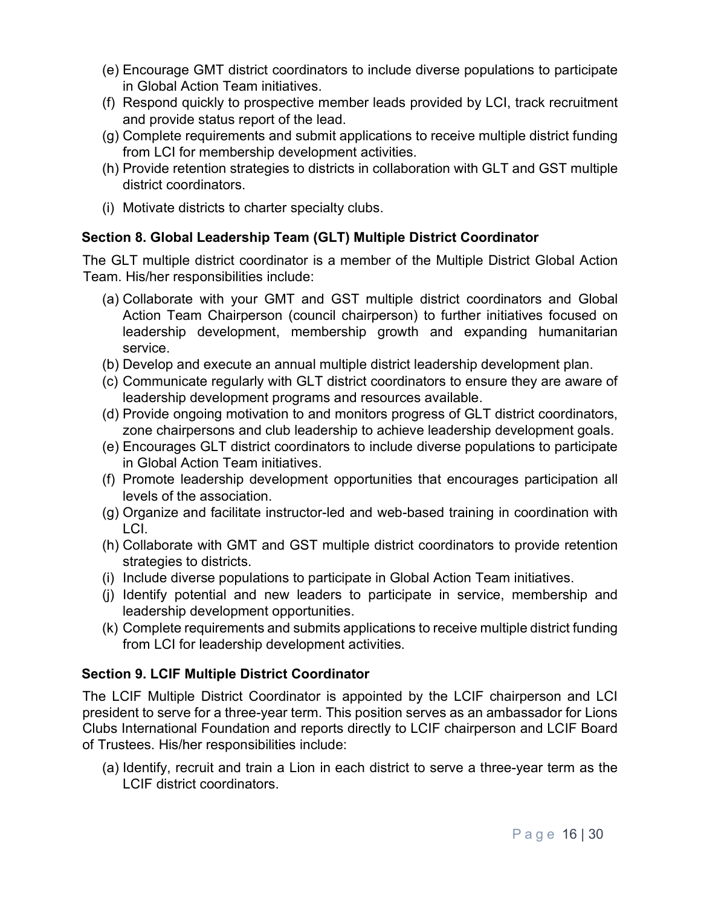(e) Encourage GMT district coordinators to include diverse populations to participate in Global Action Team initiatives.
(f) Respond quickly to prospective member leads provided by LCI, track recruitment and provide status report of the lead.
(g) Complete requirements and submit applications to receive multiple district funding from LCI for membership development activities.
(h) Provide retention strategies to districts in collaboration with GLT and GST multiple district coordinators.
(i) Motivate districts to charter specialty clubs.

### Section 8. Global Leadership Team (GLT) Multiple District Coordinator

The GLT multiple district coordinator is a member of the Multiple District Global Action Team. His/her responsibilities include:

(a) Collaborate with your GMT and GST multiple district coordinators and Global Action Team Chairperson (council chairperson) to further initiatives focused on leadership development, membership growth and expanding humanitarian service.
(b) Develop and execute an annual multiple district leadership development plan.
(c) Communicate regularly with GLT district coordinators to ensure they are aware of leadership development programs and resources available.
(d) Provide ongoing motivation to and monitors progress of GLT district coordinators, zone chairpersons and club leadership to achieve leadership development goals.
(e) Encourages GLT district coordinators to include diverse populations to participate in Global Action Team initiatives.
(f) Promote leadership development opportunities that encourages participation all levels of the association.
(g) Organize and facilitate instructor-led and web-based training in coordination with LCI.
(h) Collaborate with GMT and GST multiple district coordinators to provide retention strategies to districts.
(i) Include diverse populations to participate in Global Action Team initiatives.
(j) Identify potential and new leaders to participate in service, membership and leadership development opportunities.
(k) Complete requirements and submits applications to receive multiple district funding from LCI for leadership development activities.

### Section 9. LCIF Multiple District Coordinator

The LCIF Multiple District Coordinator is appointed by the LCIF chairperson and LCI president to serve for a three-year term. This position serves as an ambassador for Lions Clubs International Foundation and reports directly to LCIF chairperson and LCIF Board of Trustees. His/her responsibilities include:

(a) Identify, recruit and train a Lion in each district to serve a three-year term as the LCIF district coordinators.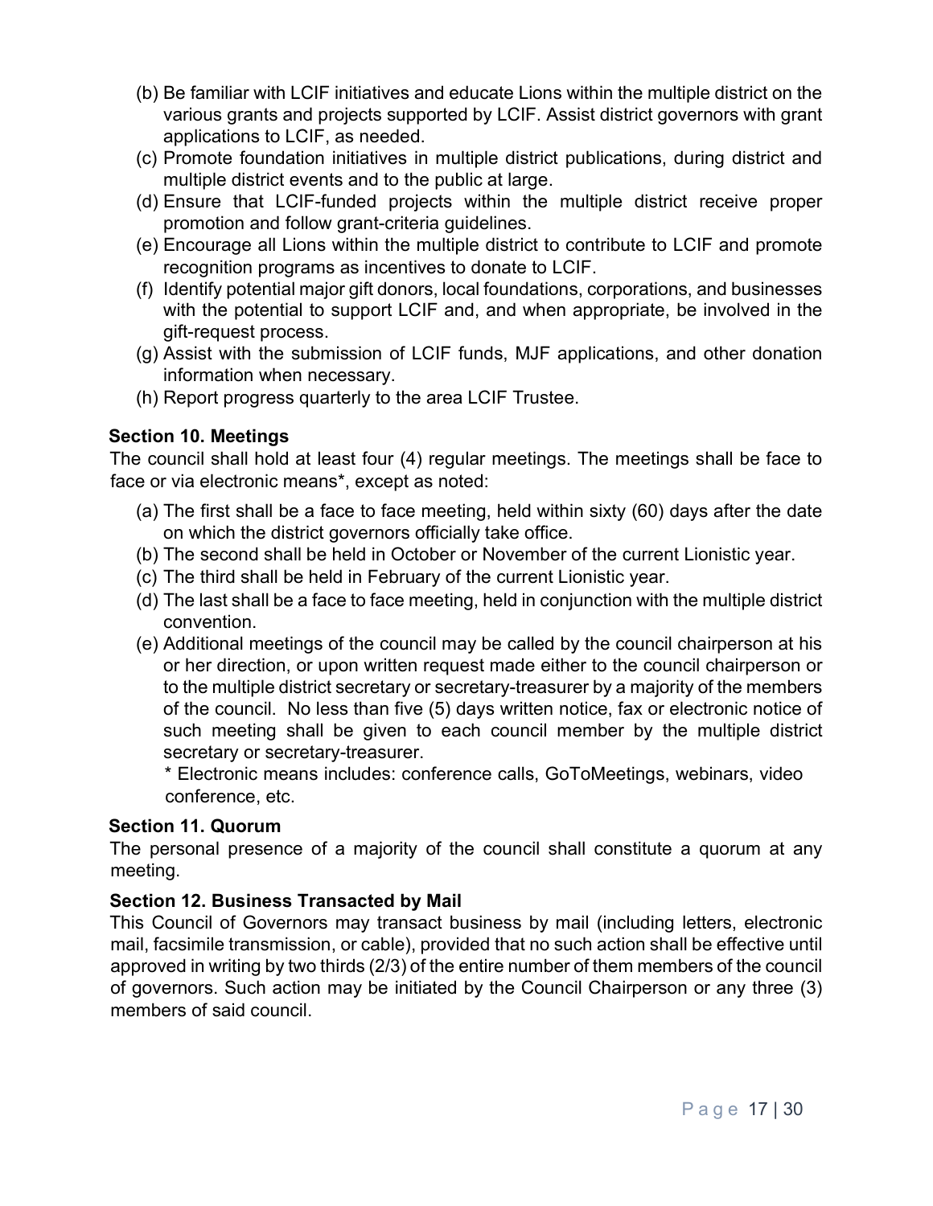(b) Be familiar with LCIF initiatives and educate Lions within the multiple district on the various grants and projects supported by LCIF. Assist district governors with grant applications to LCIF, as needed.

(c) Promote foundation initiatives in multiple district publications, during district and multiple district events and to the public at large.

(d) Ensure that LCIF-funded projects within the multiple district receive proper promotion and follow grant-criteria guidelines.

(e) Encourage all Lions within the multiple district to contribute to LCIF and promote recognition programs as incentives to donate to LCIF.

(f) Identify potential major gift donors, local foundations, corporations, and businesses with the potential to support LCIF and, and when appropriate, be involved in the gift-request process.

(g) Assist with the submission of LCIF funds, MJF applications, and other donation information when necessary.

(h) Report progress quarterly to the area LCIF Trustee.

**Section 10. Meetings**

The council shall hold at least four (4) regular meetings. The meetings shall be face to face or via electronic means*, except as noted:

(a) The first shall be a face to face meeting, held within sixty (60) days after the date on which the district governors officially take office.

(b) The second shall be held in October or November of the current Lionistic year.

(c) The third shall be held in February of the current Lionistic year.

(d) The last shall be a face to face meeting, held in conjunction with the multiple district convention.

(e) Additional meetings of the council may be called by the council chairperson at his or her direction, or upon written request made either to the council chairperson or to the multiple district secretary or secretary-treasurer by a majority of the members of the council. No less than five (5) days written notice, fax or electronic notice of such meeting shall be given to each council member by the multiple district secretary or secretary-treasurer.

\* Electronic means includes: conference calls, GoToMeetings, webinars, video conference, etc.

**Section 11. Quorum**

The personal presence of a majority of the council shall constitute a quorum at any meeting.

**Section 12. Business Transacted by Mail**

This Council of Governors may transact business by mail (including letters, electronic mail, facsimile transmission, or cable), provided that no such action shall be effective until approved in writing by two thirds (2/3) of the entire number of them members of the council of governors. Such action may be initiated by the Council Chairperson or any three (3) members of said council.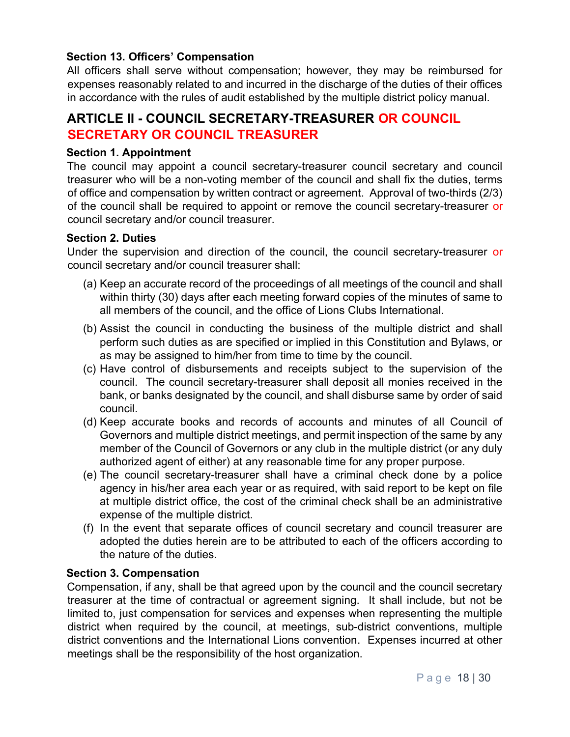### Section 13. Officers' Compensation

All officers shall serve without compensation; however, they may be reimbursed for expenses reasonably related to and incurred in the discharge of the duties of their offices in accordance with the rules of audit established by the multiple district policy manual.

## ARTICLE II - COUNCIL SECRETARY-TREASURER OR COUNCIL SECRETARY OR COUNCIL TREASURER

### Section 1. Appointment

The council may appoint a council secretary-treasurer council secretary and council treasurer who will be a non-voting member of the council and shall fix the duties, terms of office and compensation by written contract or agreement. Approval of two-thirds (2/3) of the council shall be required to appoint or remove the council secretary-treasurer or council secretary and/or council treasurer.

### Section 2. Duties

Under the supervision and direction of the council, the council secretary-treasurer or council secretary and/or council treasurer shall:

(a) Keep an accurate record of the proceedings of all meetings of the council and shall within thirty (30) days after each meeting forward copies of the minutes of same to all members of the council, and the office of Lions Clubs International.

(b) Assist the council in conducting the business of the multiple district and shall perform such duties as are specified or implied in this Constitution and Bylaws, or as may be assigned to him/her from time to time by the council.

(c) Have control of disbursements and receipts subject to the supervision of the council. The council secretary-treasurer shall deposit all monies received in the bank, or banks designated by the council, and shall disburse same by order of said council.

(d) Keep accurate books and records of accounts and minutes of all Council of Governors and multiple district meetings, and permit inspection of the same by any member of the Council of Governors or any club in the multiple district (or any duly authorized agent of either) at any reasonable time for any proper purpose.

(e) The council secretary-treasurer shall have a criminal check done by a police agency in his/her area each year or as required, with said report to be kept on file at multiple district office, the cost of the criminal check shall be an administrative expense of the multiple district.

(f) In the event that separate offices of council secretary and council treasurer are adopted the duties herein are to be attributed to each of the officers according to the nature of the duties.

### Section 3. Compensation

Compensation, if any, shall be that agreed upon by the council and the council secretary treasurer at the time of contractual or agreement signing. It shall include, but not be limited to, just compensation for services and expenses when representing the multiple district when required by the council, at meetings, sub-district conventions, multiple district conventions and the International Lions convention. Expenses incurred at other meetings shall be the responsibility of the host organization.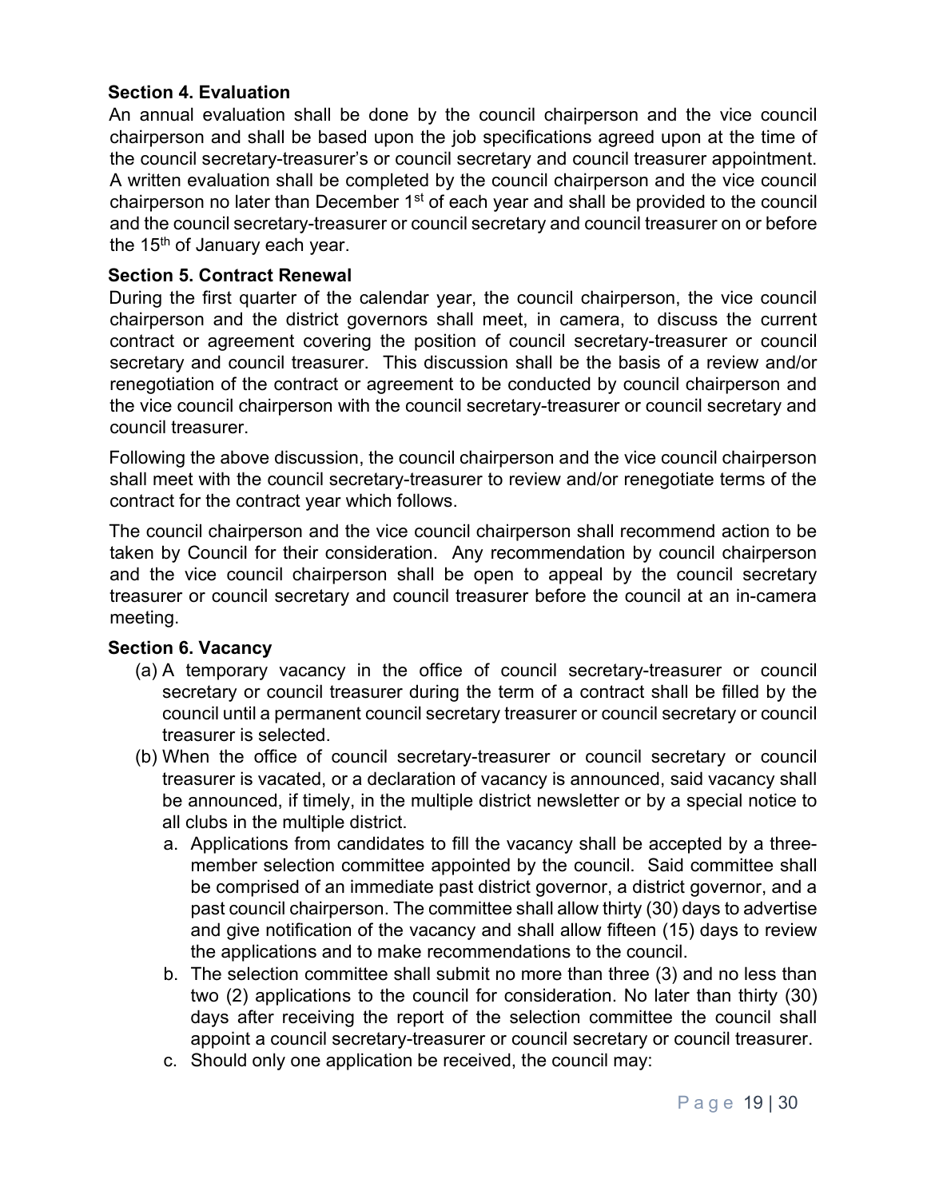**Section 4. Evaluation**

An annual evaluation shall be done by the council chairperson and the vice council chairperson and shall be based upon the job specifications agreed upon at the time of the council secretary-treasurer's or council secretary and council treasurer appointment. A written evaluation shall be completed by the council chairperson and the vice council chairperson no later than December 1st of each year and shall be provided to the council and the council secretary-treasurer or council secretary and council treasurer on or before the 15th of January each year.

**Section 5. Contract Renewal**

During the first quarter of the calendar year, the council chairperson, the vice council chairperson and the district governors shall meet, in camera, to discuss the current contract or agreement covering the position of council secretary-treasurer or council secretary and council treasurer. This discussion shall be the basis of a review and/or renegotiation of the contract or agreement to be conducted by council chairperson and the vice council chairperson with the council secretary-treasurer or council secretary and council treasurer.

Following the above discussion, the council chairperson and the vice council chairperson shall meet with the council secretary-treasurer to review and/or renegotiate terms of the contract for the contract year which follows.

The council chairperson and the vice council chairperson shall recommend action to be taken by Council for their consideration. Any recommendation by council chairperson and the vice council chairperson shall be open to appeal by the council secretary treasurer or council secretary and council treasurer before the council at an in-camera meeting.

**Section 6. Vacancy**

(a) A temporary vacancy in the office of council secretary-treasurer or council secretary or council treasurer during the term of a contract shall be filled by the council until a permanent council secretary treasurer or council secretary or council treasurer is selected.

(b) When the office of council secretary-treasurer or council secretary or council treasurer is vacated, or a declaration of vacancy is announced, said vacancy shall be announced, if timely, in the multiple district newsletter or by a special notice to all clubs in the multiple district.

   a. Applications from candidates to fill the vacancy shall be accepted by a three-member selection committee appointed by the council. Said committee shall be comprised of an immediate past district governor, a district governor, and a past council chairperson. The committee shall allow thirty (30) days to advertise and give notification of the vacancy and shall allow fifteen (15) days to review the applications and to make recommendations to the council.

   b. The selection committee shall submit no more than three (3) and no less than two (2) applications to the council for consideration. No later than thirty (30) days after receiving the report of the selection committee the council shall appoint a council secretary-treasurer or council secretary or council treasurer.

   c. Should only one application be received, the council may: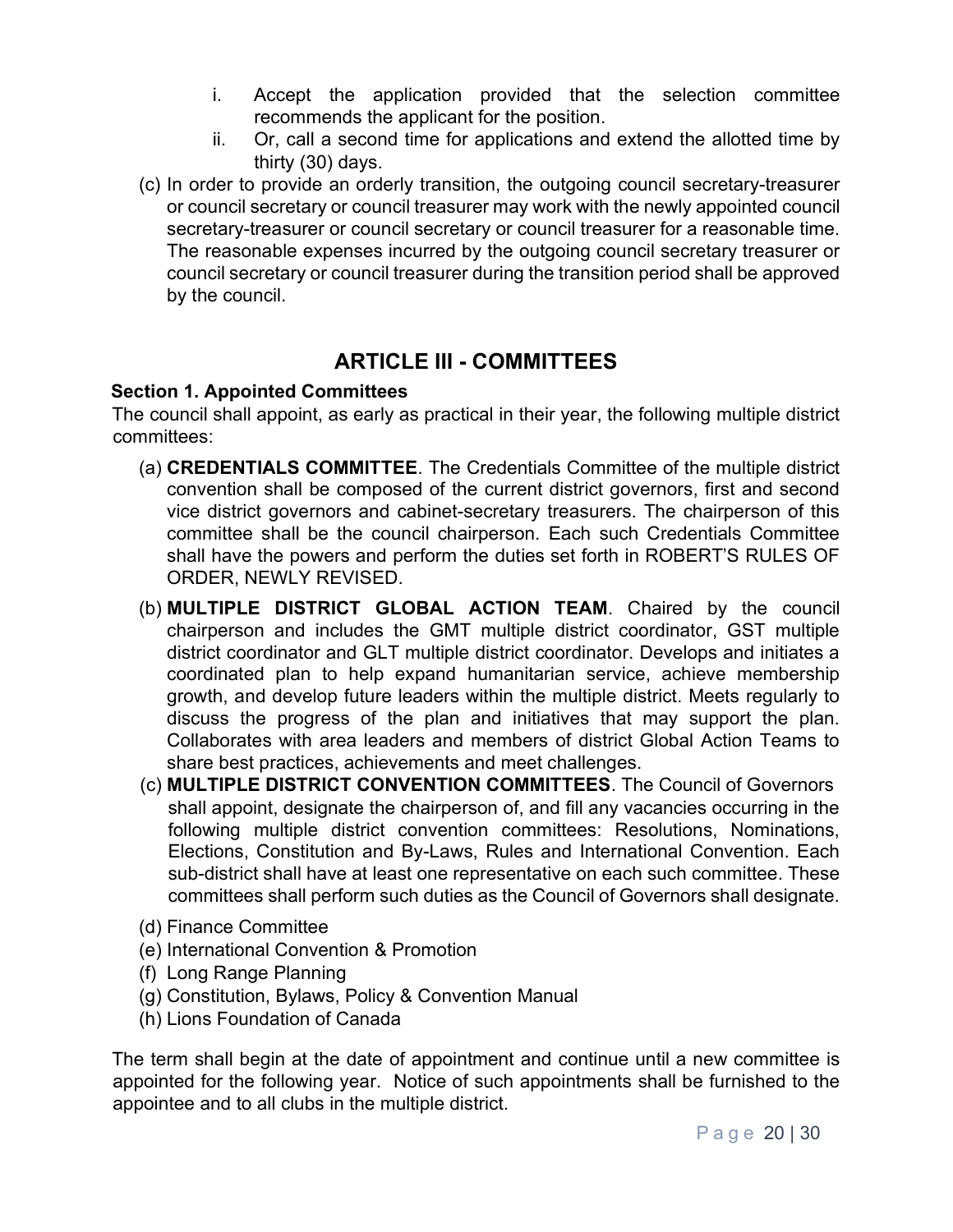i. Accept the application provided that the selection committee recommends the applicant for the position.
   ii. Or, call a second time for applications and extend the allotted time by thirty (30) days.

(c) In order to provide an orderly transition, the outgoing council secretary-treasurer or council secretary or council treasurer may work with the newly appointed council secretary-treasurer or council secretary or council treasurer for a reasonable time. The reasonable expenses incurred by the outgoing council secretary treasurer or council secretary or council treasurer during the transition period shall be approved by the council.

## ARTICLE III - COMMITTEES

**Section 1. Appointed Committees**

The council shall appoint, as early as practical in their year, the following multiple district committees:

(a) **CREDENTIALS COMMITTEE**. The Credentials Committee of the multiple district convention shall be composed of the current district governors, first and second vice district governors and cabinet-secretary treasurers. The chairperson of this committee shall be the council chairperson. Each such Credentials Committee shall have the powers and perform the duties set forth in ROBERT'S RULES OF ORDER, NEWLY REVISED.

(b) **MULTIPLE DISTRICT GLOBAL ACTION TEAM**. Chaired by the council chairperson and includes the GMT multiple district coordinator, GST multiple district coordinator and GLT multiple district coordinator. Develops and initiates a coordinated plan to help expand humanitarian service, achieve membership growth, and develop future leaders within the multiple district. Meets regularly to discuss the progress of the plan and initiatives that may support the plan. Collaborates with area leaders and members of district Global Action Teams to share best practices, achievements and meet challenges.

(c) **MULTIPLE DISTRICT CONVENTION COMMITTEES**. The Council of Governors shall appoint, designate the chairperson of, and fill any vacancies occurring in the following multiple district convention committees: Resolutions, Nominations, Elections, Constitution and By-Laws, Rules and International Convention. Each sub-district shall have at least one representative on each such committee. These committees shall perform such duties as the Council of Governors shall designate.

(d) Finance Committee

(e) International Convention & Promotion

(f) Long Range Planning

(g) Constitution, Bylaws, Policy & Convention Manual

(h) Lions Foundation of Canada

The term shall begin at the date of appointment and continue until a new committee is appointed for the following year. Notice of such appointments shall be furnished to the appointee and to all clubs in the multiple district.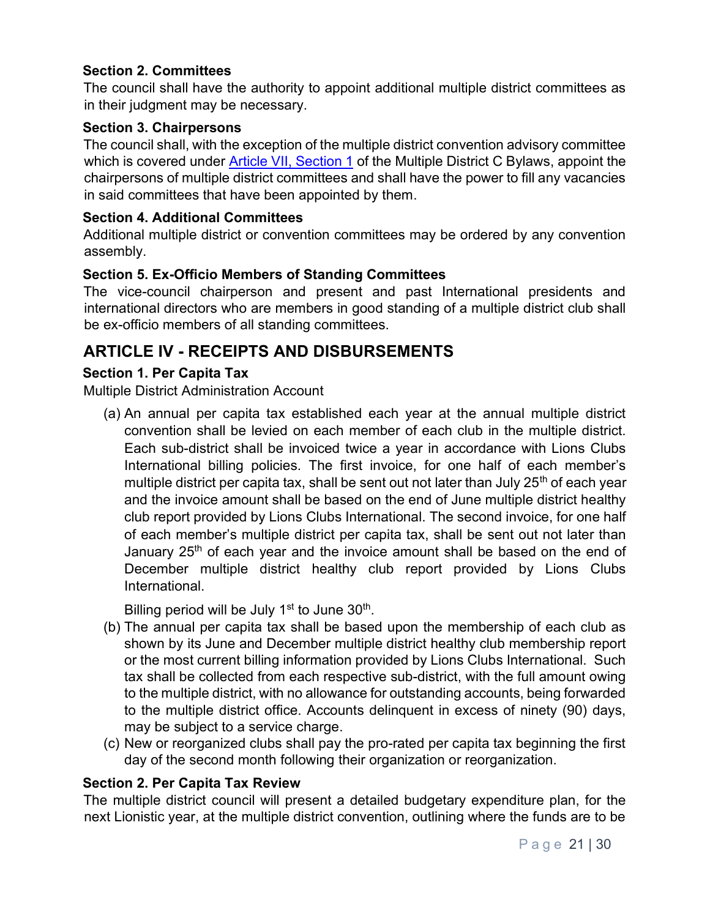### Section 2. Committees

The council shall have the authority to appoint additional multiple district committees as in their judgment may be necessary.

### Section 3. Chairpersons

The council shall, with the exception of the multiple district convention advisory committee which is covered under [Article VII, Section 1](#) of the Multiple District C Bylaws, appoint the chairpersons of multiple district committees and shall have the power to fill any vacancies in said committees that have been appointed by them.

### Section 4. Additional Committees

Additional multiple district or convention committees may be ordered by any convention assembly.

### Section 5. Ex-Officio Members of Standing Committees

The vice-council chairperson and present and past International presidents and international directors who are members in good standing of a multiple district club shall be ex-officio members of all standing committees.

## ARTICLE IV - RECEIPTS AND DISBURSEMENTS

### Section 1. Per Capita Tax

Multiple District Administration Account

(a) An annual per capita tax established each year at the annual multiple district convention shall be levied on each member of each club in the multiple district. Each sub-district shall be invoiced twice a year in accordance with Lions Clubs International billing policies. The first invoice, for one half of each member's multiple district per capita tax, shall be sent out not later than July 25th of each year and the invoice amount shall be based on the end of June multiple district healthy club report provided by Lions Clubs International. The second invoice, for one half of each member's multiple district per capita tax, shall be sent out not later than January 25th of each year and the invoice amount shall be based on the end of December multiple district healthy club report provided by Lions Clubs International.

Billing period will be July 1st to June 30th.

(b) The annual per capita tax shall be based upon the membership of each club as shown by its June and December multiple district healthy club membership report or the most current billing information provided by Lions Clubs International. Such tax shall be collected from each respective sub-district, with the full amount owing to the multiple district, with no allowance for outstanding accounts, being forwarded to the multiple district office. Accounts delinquent in excess of ninety (90) days, may be subject to a service charge.

(c) New or reorganized clubs shall pay the pro-rated per capita tax beginning the first day of the second month following their organization or reorganization.

### Section 2. Per Capita Tax Review

The multiple district council will present a detailed budgetary expenditure plan, for the next Lionistic year, at the multiple district convention, outlining where the funds are to be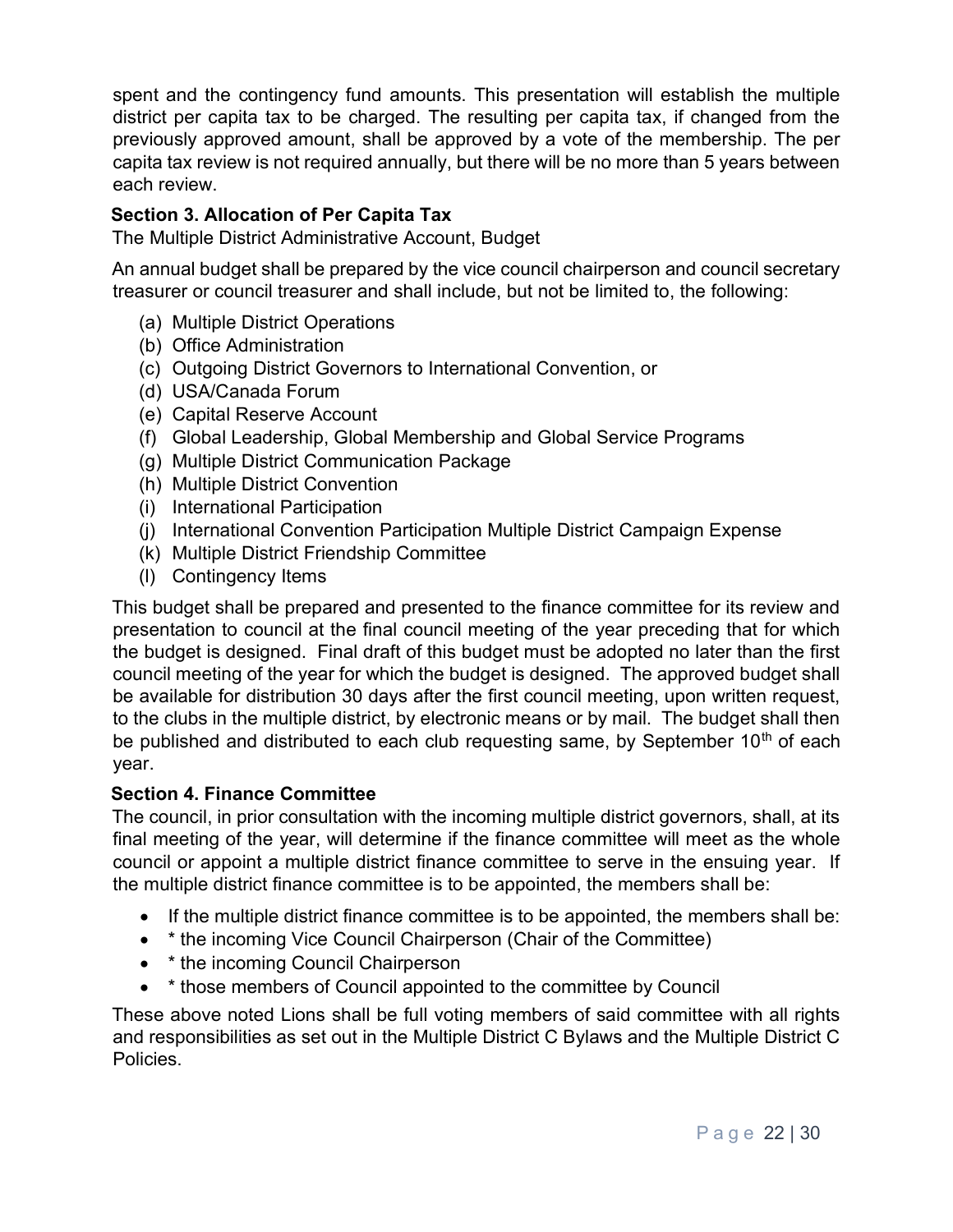spent and the contingency fund amounts. This presentation will establish the multiple district per capita tax to be charged. The resulting per capita tax, if changed from the previously approved amount, shall be approved by a vote of the membership. The per capita tax review is not required annually, but there will be no more than 5 years between each review.

**Section 3. Allocation of Per Capita Tax**

The Multiple District Administrative Account, Budget

An annual budget shall be prepared by the vice council chairperson and council secretary treasurer or council treasurer and shall include, but not be limited to, the following:

(a) Multiple District Operations
(b) Office Administration
(c) Outgoing District Governors to International Convention, or
(d) USA/Canada Forum
(e) Capital Reserve Account
(f) Global Leadership, Global Membership and Global Service Programs
(g) Multiple District Communication Package
(h) Multiple District Convention
(i) International Participation
(j) International Convention Participation Multiple District Campaign Expense
(k) Multiple District Friendship Committee
(l) Contingency Items

This budget shall be prepared and presented to the finance committee for its review and presentation to council at the final council meeting of the year preceding that for which the budget is designed. Final draft of this budget must be adopted no later than the first council meeting of the year for which the budget is designed. The approved budget shall be available for distribution 30 days after the first council meeting, upon written request, to the clubs in the multiple district, by electronic means or by mail. The budget shall then be published and distributed to each club requesting same, by September 10th of each year.

**Section 4. Finance Committee**

The council, in prior consultation with the incoming multiple district governors, shall, at its final meeting of the year, will determine if the finance committee will meet as the whole council or appoint a multiple district finance committee to serve in the ensuing year. If the multiple district finance committee is to be appointed, the members shall be:

- If the multiple district finance committee is to be appointed, the members shall be:
- * the incoming Vice Council Chairperson (Chair of the Committee)
- * the incoming Council Chairperson
- * those members of Council appointed to the committee by Council

These above noted Lions shall be full voting members of said committee with all rights and responsibilities as set out in the Multiple District C Bylaws and the Multiple District C Policies.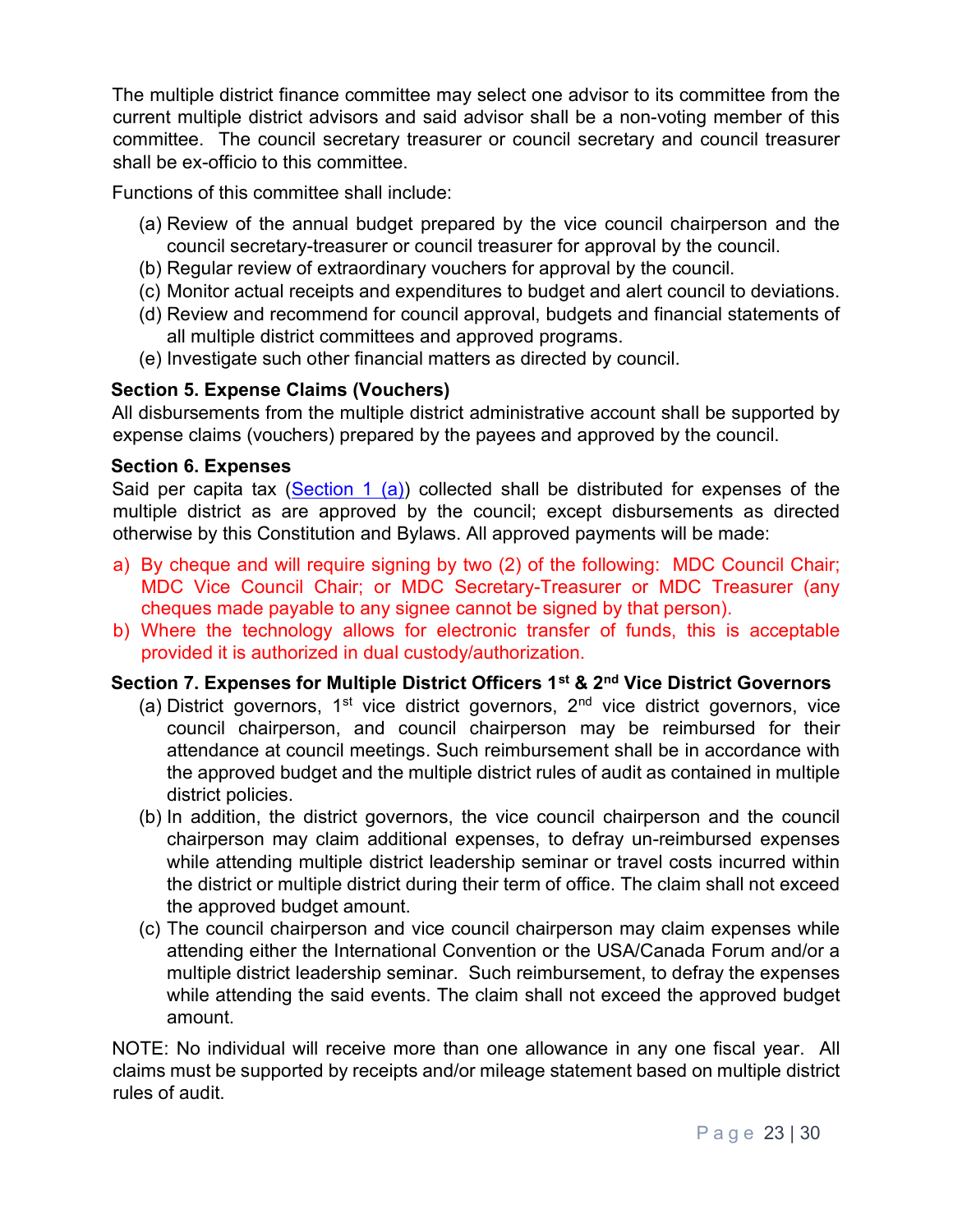The multiple district finance committee may select one advisor to its committee from the current multiple district advisors and said advisor shall be a non-voting member of this committee. The council secretary treasurer or council secretary and council treasurer shall be ex-officio to this committee.

Functions of this committee shall include:

(a) Review of the annual budget prepared by the vice council chairperson and the council secretary-treasurer or council treasurer for approval by the council.
(b) Regular review of extraordinary vouchers for approval by the council.
(c) Monitor actual receipts and expenditures to budget and alert council to deviations.
(d) Review and recommend for council approval, budgets and financial statements of all multiple district committees and approved programs.
(e) Investigate such other financial matters as directed by council.

**Section 5. Expense Claims (Vouchers)**
All disbursements from the multiple district administrative account shall be supported by expense claims (vouchers) prepared by the payees and approved by the council.

**Section 6. Expenses**
Said per capita tax (Section 1 (a)) collected shall be distributed for expenses of the multiple district as are approved by the council; except disbursements as directed otherwise by this Constitution and Bylaws. All approved payments will be made:

a) By cheque and will require signing by two (2) of the following: MDC Council Chair; MDC Vice Council Chair; or MDC Secretary-Treasurer or MDC Treasurer (any cheques made payable to any signee cannot be signed by that person).
b) Where the technology allows for electronic transfer of funds, this is acceptable provided it is authorized in dual custody/authorization.

**Section 7. Expenses for Multiple District Officers 1st & 2nd Vice District Governors**

(a) District governors, 1st vice district governors, 2nd vice district governors, vice council chairperson, and council chairperson may be reimbursed for their attendance at council meetings. Such reimbursement shall be in accordance with the approved budget and the multiple district rules of audit as contained in multiple district policies.
(b) In addition, the district governors, the vice council chairperson and the council chairperson may claim additional expenses, to defray un-reimbursed expenses while attending multiple district leadership seminar or travel costs incurred within the district or multiple district during their term of office. The claim shall not exceed the approved budget amount.
(c) The council chairperson and vice council chairperson may claim expenses while attending either the International Convention or the USA/Canada Forum and/or a multiple district leadership seminar. Such reimbursement, to defray the expenses while attending the said events. The claim shall not exceed the approved budget amount.

NOTE: No individual will receive more than one allowance in any one fiscal year. All claims must be supported by receipts and/or mileage statement based on multiple district rules of audit.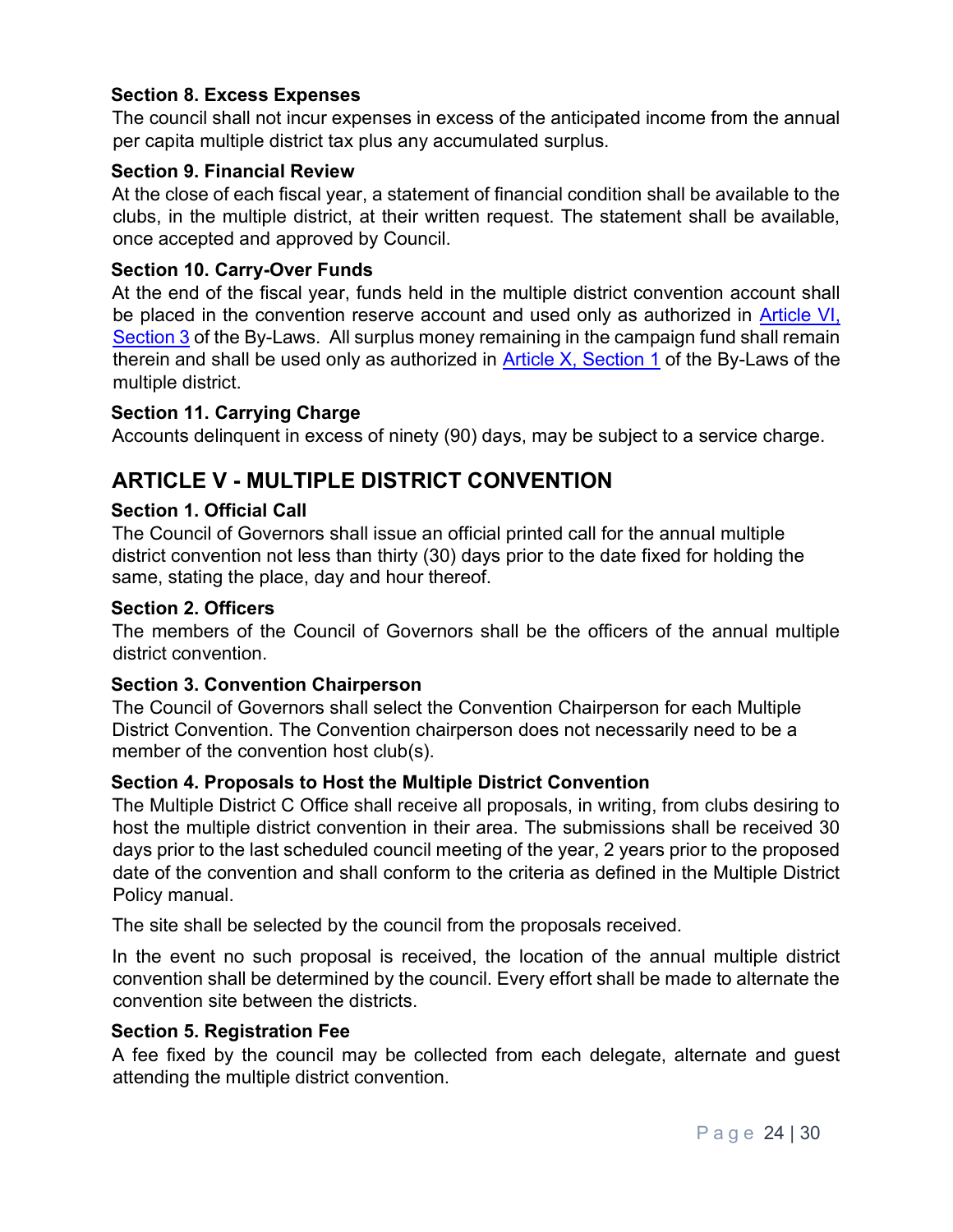### Section 8. Excess Expenses

The council shall not incur expenses in excess of the anticipated income from the annual per capita multiple district tax plus any accumulated surplus.

### Section 9. Financial Review

At the close of each fiscal year, a statement of financial condition shall be available to the clubs, in the multiple district, at their written request. The statement shall be available, once accepted and approved by Council.

### Section 10. Carry-Over Funds

At the end of the fiscal year, funds held in the multiple district convention account shall be placed in the convention reserve account and used only as authorized in Article VI, Section 3 of the By-Laws. All surplus money remaining in the campaign fund shall remain therein and shall be used only as authorized in Article X, Section 1 of the By-Laws of the multiple district.

### Section 11. Carrying Charge

Accounts delinquent in excess of ninety (90) days, may be subject to a service charge.

## ARTICLE V - MULTIPLE DISTRICT CONVENTION

### Section 1. Official Call

The Council of Governors shall issue an official printed call for the annual multiple district convention not less than thirty (30) days prior to the date fixed for holding the same, stating the place, day and hour thereof.

### Section 2. Officers

The members of the Council of Governors shall be the officers of the annual multiple district convention.

### Section 3. Convention Chairperson

The Council of Governors shall select the Convention Chairperson for each Multiple District Convention. The Convention chairperson does not necessarily need to be a member of the convention host club(s).

### Section 4. Proposals to Host the Multiple District Convention

The Multiple District C Office shall receive all proposals, in writing, from clubs desiring to host the multiple district convention in their area. The submissions shall be received 30 days prior to the last scheduled council meeting of the year, 2 years prior to the proposed date of the convention and shall conform to the criteria as defined in the Multiple District Policy manual.

The site shall be selected by the council from the proposals received.

In the event no such proposal is received, the location of the annual multiple district convention shall be determined by the council. Every effort shall be made to alternate the convention site between the districts.

### Section 5. Registration Fee

A fee fixed by the council may be collected from each delegate, alternate and guest attending the multiple district convention.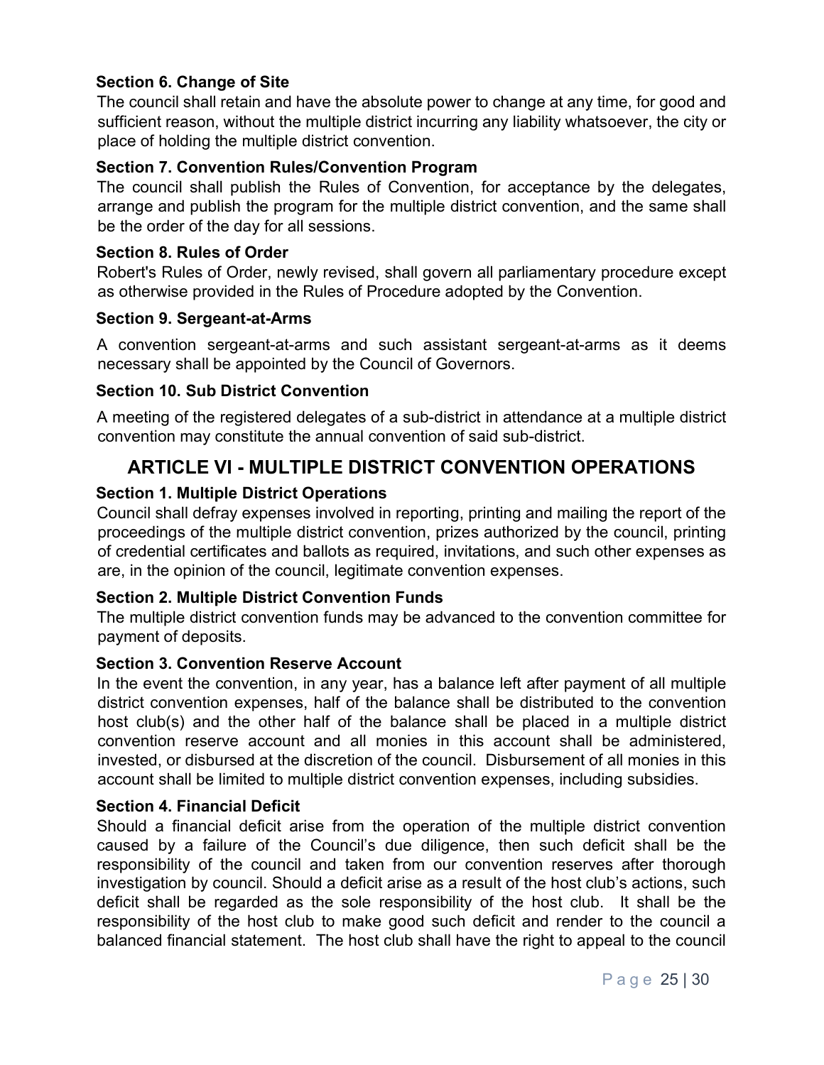### Section 6. Change of Site

The council shall retain and have the absolute power to change at any time, for good and sufficient reason, without the multiple district incurring any liability whatsoever, the city or place of holding the multiple district convention.

### Section 7. Convention Rules/Convention Program

The council shall publish the Rules of Convention, for acceptance by the delegates, arrange and publish the program for the multiple district convention, and the same shall be the order of the day for all sessions.

### Section 8. Rules of Order

Robert's Rules of Order, newly revised, shall govern all parliamentary procedure except as otherwise provided in the Rules of Procedure adopted by the Convention.

### Section 9. Sergeant-at-Arms

A convention sergeant-at-arms and such assistant sergeant-at-arms as it deems necessary shall be appointed by the Council of Governors.

### Section 10. Sub District Convention

A meeting of the registered delegates of a sub-district in attendance at a multiple district convention may constitute the annual convention of said sub-district.

## ARTICLE VI - MULTIPLE DISTRICT CONVENTION OPERATIONS

### Section 1. Multiple District Operations

Council shall defray expenses involved in reporting, printing and mailing the report of the proceedings of the multiple district convention, prizes authorized by the council, printing of credential certificates and ballots as required, invitations, and such other expenses as are, in the opinion of the council, legitimate convention expenses.

### Section 2. Multiple District Convention Funds

The multiple district convention funds may be advanced to the convention committee for payment of deposits.

### Section 3. Convention Reserve Account

In the event the convention, in any year, has a balance left after payment of all multiple district convention expenses, half of the balance shall be distributed to the convention host club(s) and the other half of the balance shall be placed in a multiple district convention reserve account and all monies in this account shall be administered, invested, or disbursed at the discretion of the council. Disbursement of all monies in this account shall be limited to multiple district convention expenses, including subsidies.

### Section 4. Financial Deficit

Should a financial deficit arise from the operation of the multiple district convention caused by a failure of the Council's due diligence, then such deficit shall be the responsibility of the council and taken from our convention reserves after thorough investigation by council. Should a deficit arise as a result of the host club's actions, such deficit shall be regarded as the sole responsibility of the host club. It shall be the responsibility of the host club to make good such deficit and render to the council a balanced financial statement. The host club shall have the right to appeal to the council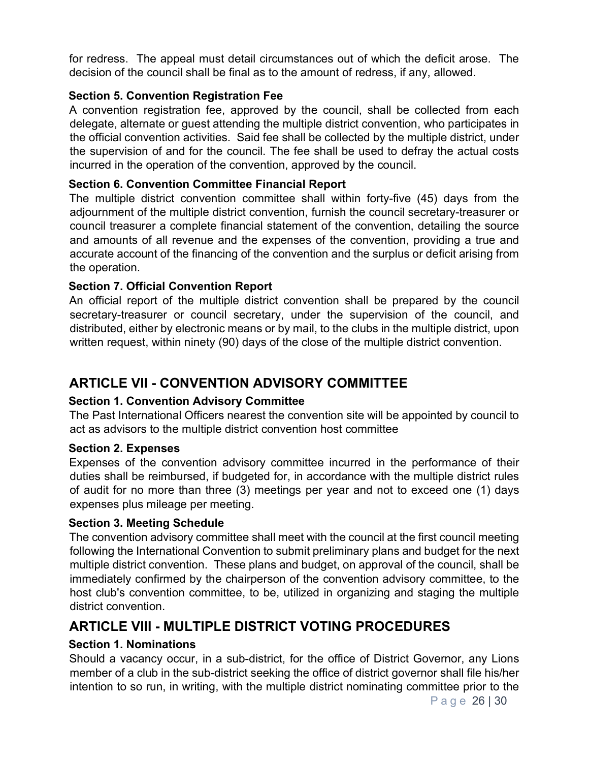for redress. The appeal must detail circumstances out of which the deficit arose. The decision of the council shall be final as to the amount of redress, if any, allowed.

### Section 5. Convention Registration Fee

A convention registration fee, approved by the council, shall be collected from each delegate, alternate or guest attending the multiple district convention, who participates in the official convention activities. Said fee shall be collected by the multiple district, under the supervision of and for the council. The fee shall be used to defray the actual costs incurred in the operation of the convention, approved by the council.

### Section 6. Convention Committee Financial Report

The multiple district convention committee shall within forty-five (45) days from the adjournment of the multiple district convention, furnish the council secretary-treasurer or council treasurer a complete financial statement of the convention, detailing the source and amounts of all revenue and the expenses of the convention, providing a true and accurate account of the financing of the convention and the surplus or deficit arising from the operation.

### Section 7. Official Convention Report

An official report of the multiple district convention shall be prepared by the council secretary-treasurer or council secretary, under the supervision of the council, and distributed, either by electronic means or by mail, to the clubs in the multiple district, upon written request, within ninety (90) days of the close of the multiple district convention.

## ARTICLE VII - CONVENTION ADVISORY COMMITTEE

### Section 1. Convention Advisory Committee

The Past International Officers nearest the convention site will be appointed by council to act as advisors to the multiple district convention host committee

### Section 2. Expenses

Expenses of the convention advisory committee incurred in the performance of their duties shall be reimbursed, if budgeted for, in accordance with the multiple district rules of audit for no more than three (3) meetings per year and not to exceed one (1) days expenses plus mileage per meeting.

### Section 3. Meeting Schedule

The convention advisory committee shall meet with the council at the first council meeting following the International Convention to submit preliminary plans and budget for the next multiple district convention. These plans and budget, on approval of the council, shall be immediately confirmed by the chairperson of the convention advisory committee, to the host club's convention committee, to be, utilized in organizing and staging the multiple district convention.

## ARTICLE VIII - MULTIPLE DISTRICT VOTING PROCEDURES

### Section 1. Nominations

Should a vacancy occur, in a sub-district, for the office of District Governor, any Lions member of a club in the sub-district seeking the office of district governor shall file his/her intention to so run, in writing, with the multiple district nominating committee prior to the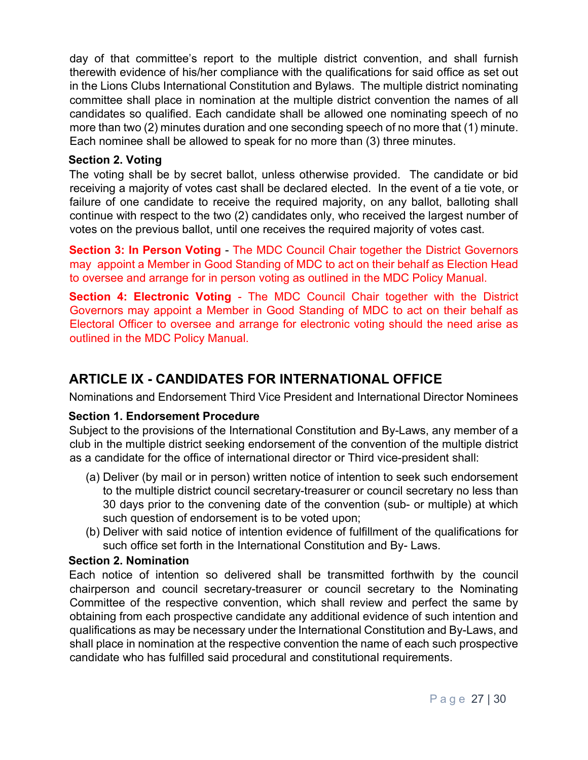day of that committee's report to the multiple district convention, and shall furnish therewith evidence of his/her compliance with the qualifications for said office as set out in the Lions Clubs International Constitution and Bylaws. The multiple district nominating committee shall place in nomination at the multiple district convention the names of all candidates so qualified. Each candidate shall be allowed one nominating speech of no more than two (2) minutes duration and one seconding speech of no more that (1) minute. Each nominee shall be allowed to speak for no more than (3) three minutes.

**Section 2. Voting**

The voting shall be by secret ballot, unless otherwise provided. The candidate or bid receiving a majority of votes cast shall be declared elected. In the event of a tie vote, or failure of one candidate to receive the required majority, on any ballot, balloting shall continue with respect to the two (2) candidates only, who received the largest number of votes on the previous ballot, until one receives the required majority of votes cast.

**Section 3: In Person Voting** - The MDC Council Chair together the District Governors may appoint a Member in Good Standing of MDC to act on their behalf as Election Head to oversee and arrange for in person voting as outlined in the MDC Policy Manual.

**Section 4: Electronic Voting** - The MDC Council Chair together with the District Governors may appoint a Member in Good Standing of MDC to act on their behalf as Electoral Officer to oversee and arrange for electronic voting should the need arise as outlined in the MDC Policy Manual.

## ARTICLE IX - CANDIDATES FOR INTERNATIONAL OFFICE

Nominations and Endorsement Third Vice President and International Director Nominees

**Section 1. Endorsement Procedure**

Subject to the provisions of the International Constitution and By-Laws, any member of a club in the multiple district seeking endorsement of the convention of the multiple district as a candidate for the office of international director or Third vice-president shall:

(a) Deliver (by mail or in person) written notice of intention to seek such endorsement to the multiple district council secretary-treasurer or council secretary no less than 30 days prior to the convening date of the convention (sub- or multiple) at which such question of endorsement is to be voted upon;

(b) Deliver with said notice of intention evidence of fulfillment of the qualifications for such office set forth in the International Constitution and By- Laws.

**Section 2. Nomination**

Each notice of intention so delivered shall be transmitted forthwith by the council chairperson and council secretary-treasurer or council secretary to the Nominating Committee of the respective convention, which shall review and perfect the same by obtaining from each prospective candidate any additional evidence of such intention and qualifications as may be necessary under the International Constitution and By-Laws, and shall place in nomination at the respective convention the name of each such prospective candidate who has fulfilled said procedural and constitutional requirements.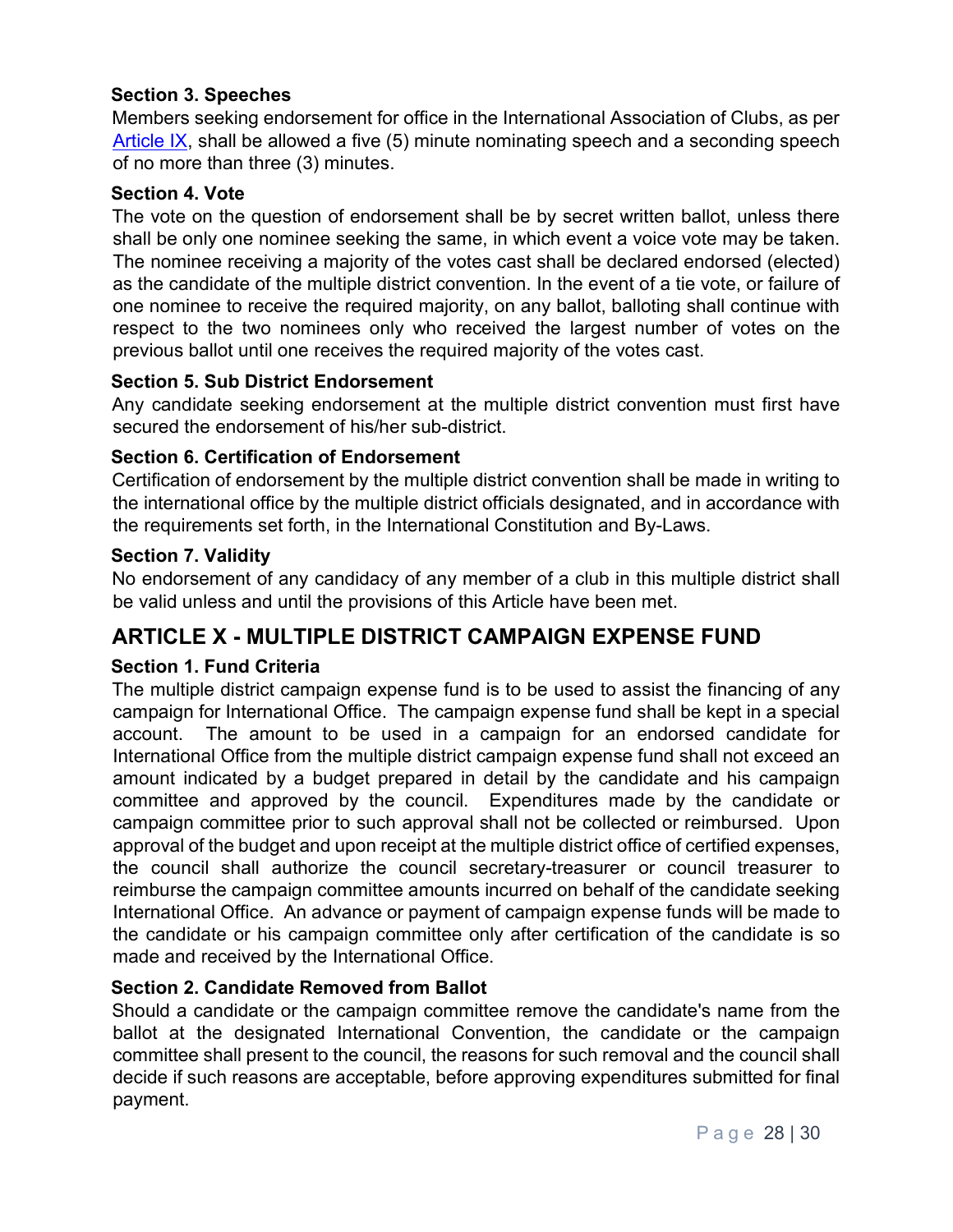### Section 3. Speeches

Members seeking endorsement for office in the International Association of Clubs, as per [Article IX](#), shall be allowed a five (5) minute nominating speech and a seconding speech of no more than three (3) minutes.

### Section 4. Vote

The vote on the question of endorsement shall be by secret written ballot, unless there shall be only one nominee seeking the same, in which event a voice vote may be taken. The nominee receiving a majority of the votes cast shall be declared endorsed (elected) as the candidate of the multiple district convention. In the event of a tie vote, or failure of one nominee to receive the required majority, on any ballot, balloting shall continue with respect to the two nominees only who received the largest number of votes on the previous ballot until one receives the required majority of the votes cast.

### Section 5. Sub District Endorsement

Any candidate seeking endorsement at the multiple district convention must first have secured the endorsement of his/her sub-district.

### Section 6. Certification of Endorsement

Certification of endorsement by the multiple district convention shall be made in writing to the international office by the multiple district officials designated, and in accordance with the requirements set forth, in the International Constitution and By-Laws.

### Section 7. Validity

No endorsement of any candidacy of any member of a club in this multiple district shall be valid unless and until the provisions of this Article have been met.

## ARTICLE X - MULTIPLE DISTRICT CAMPAIGN EXPENSE FUND

### Section 1. Fund Criteria

The multiple district campaign expense fund is to be used to assist the financing of any campaign for International Office. The campaign expense fund shall be kept in a special account. The amount to be used in a campaign for an endorsed candidate for International Office from the multiple district campaign expense fund shall not exceed an amount indicated by a budget prepared in detail by the candidate and his campaign committee and approved by the council. Expenditures made by the candidate or campaign committee prior to such approval shall not be collected or reimbursed. Upon approval of the budget and upon receipt at the multiple district office of certified expenses, the council shall authorize the council secretary-treasurer or council treasurer to reimburse the campaign committee amounts incurred on behalf of the candidate seeking International Office. An advance or payment of campaign expense funds will be made to the candidate or his campaign committee only after certification of the candidate is so made and received by the International Office.

### Section 2. Candidate Removed from Ballot

Should a candidate or the campaign committee remove the candidate's name from the ballot at the designated International Convention, the candidate or the campaign committee shall present to the council, the reasons for such removal and the council shall decide if such reasons are acceptable, before approving expenditures submitted for final payment.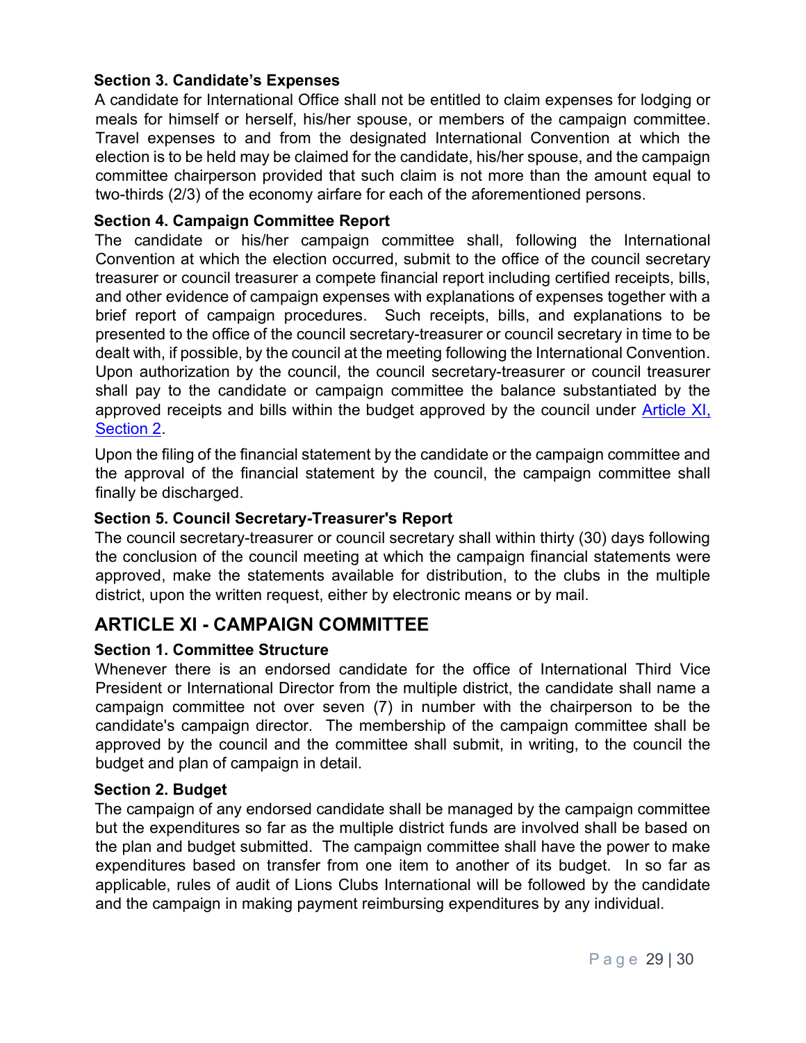### Section 3. Candidate's Expenses

A candidate for International Office shall not be entitled to claim expenses for lodging or meals for himself or herself, his/her spouse, or members of the campaign committee. Travel expenses to and from the designated International Convention at which the election is to be held may be claimed for the candidate, his/her spouse, and the campaign committee chairperson provided that such claim is not more than the amount equal to two-thirds (2/3) of the economy airfare for each of the aforementioned persons.

### Section 4. Campaign Committee Report

The candidate or his/her campaign committee shall, following the International Convention at which the election occurred, submit to the office of the council secretary treasurer or council treasurer a compete financial report including certified receipts, bills, and other evidence of campaign expenses with explanations of expenses together with a brief report of campaign procedures. Such receipts, bills, and explanations to be presented to the office of the council secretary-treasurer or council secretary in time to be dealt with, if possible, by the council at the meeting following the International Convention. Upon authorization by the council, the council secretary-treasurer or council treasurer shall pay to the candidate or campaign committee the balance substantiated by the approved receipts and bills within the budget approved by the council under Article XI, Section 2.

Upon the filing of the financial statement by the candidate or the campaign committee and the approval of the financial statement by the council, the campaign committee shall finally be discharged.

### Section 5. Council Secretary-Treasurer's Report

The council secretary-treasurer or council secretary shall within thirty (30) days following the conclusion of the council meeting at which the campaign financial statements were approved, make the statements available for distribution, to the clubs in the multiple district, upon the written request, either by electronic means or by mail.

## ARTICLE XI - CAMPAIGN COMMITTEE

### Section 1. Committee Structure

Whenever there is an endorsed candidate for the office of International Third Vice President or International Director from the multiple district, the candidate shall name a campaign committee not over seven (7) in number with the chairperson to be the candidate's campaign director. The membership of the campaign committee shall be approved by the council and the committee shall submit, in writing, to the council the budget and plan of campaign in detail.

### Section 2. Budget

The campaign of any endorsed candidate shall be managed by the campaign committee but the expenditures so far as the multiple district funds are involved shall be based on the plan and budget submitted. The campaign committee shall have the power to make expenditures based on transfer from one item to another of its budget. In so far as applicable, rules of audit of Lions Clubs International will be followed by the candidate and the campaign in making payment reimbursing expenditures by any individual.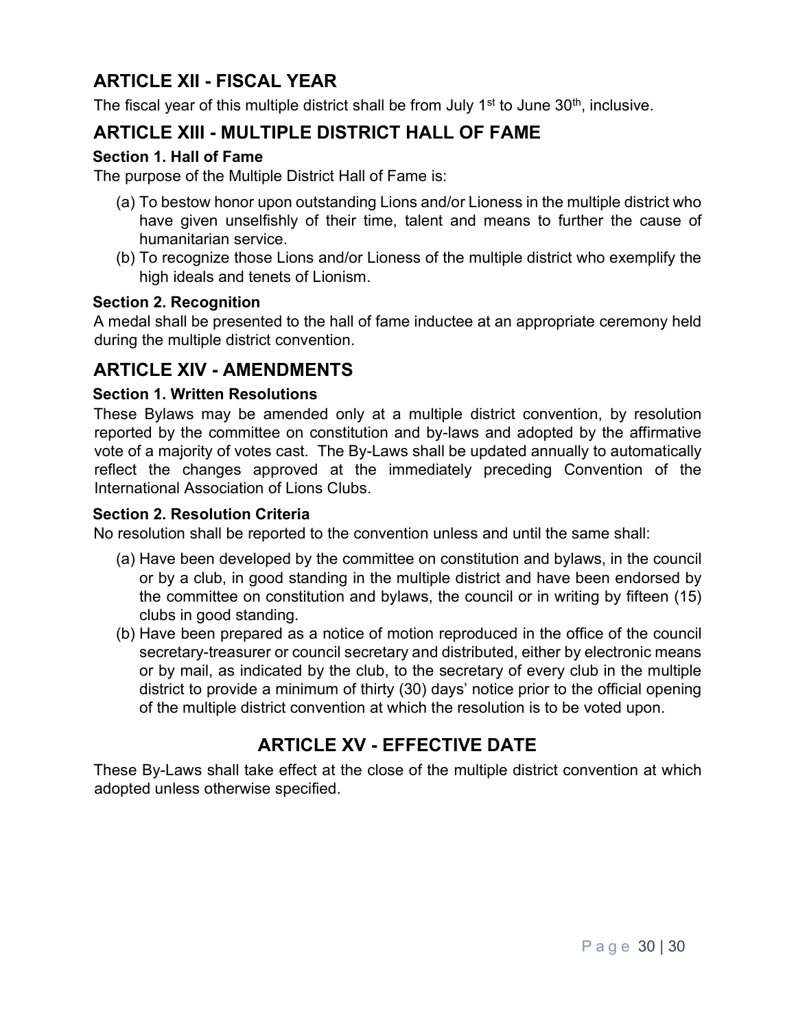## ARTICLE XII - FISCAL YEAR

The fiscal year of this multiple district shall be from July 1st to June 30th, inclusive.

## ARTICLE XIII - MULTIPLE DISTRICT HALL OF FAME

### Section 1. Hall of Fame

The purpose of the Multiple District Hall of Fame is:

(a) To bestow honor upon outstanding Lions and/or Lioness in the multiple district who have given unselfishly of their time, talent and means to further the cause of humanitarian service.

(b) To recognize those Lions and/or Lioness of the multiple district who exemplify the high ideals and tenets of Lionism.

### Section 2. Recognition

A medal shall be presented to the hall of fame inductee at an appropriate ceremony held during the multiple district convention.

## ARTICLE XIV - AMENDMENTS

### Section 1. Written Resolutions

These Bylaws may be amended only at a multiple district convention, by resolution reported by the committee on constitution and by-laws and adopted by the affirmative vote of a majority of votes cast. The By-Laws shall be updated annually to automatically reflect the changes approved at the immediately preceding Convention of the International Association of Lions Clubs.

### Section 2. Resolution Criteria

No resolution shall be reported to the convention unless and until the same shall:

(a) Have been developed by the committee on constitution and bylaws, in the council or by a club, in good standing in the multiple district and have been endorsed by the committee on constitution and bylaws, the council or in writing by fifteen (15) clubs in good standing.

(b) Have been prepared as a notice of motion reproduced in the office of the council secretary-treasurer or council secretary and distributed, either by electronic means or by mail, as indicated by the club, to the secretary of every club in the multiple district to provide a minimum of thirty (30) days' notice prior to the official opening of the multiple district convention at which the resolution is to be voted upon.

## ARTICLE XV - EFFECTIVE DATE

These By-Laws shall take effect at the close of the multiple district convention at which adopted unless otherwise specified.